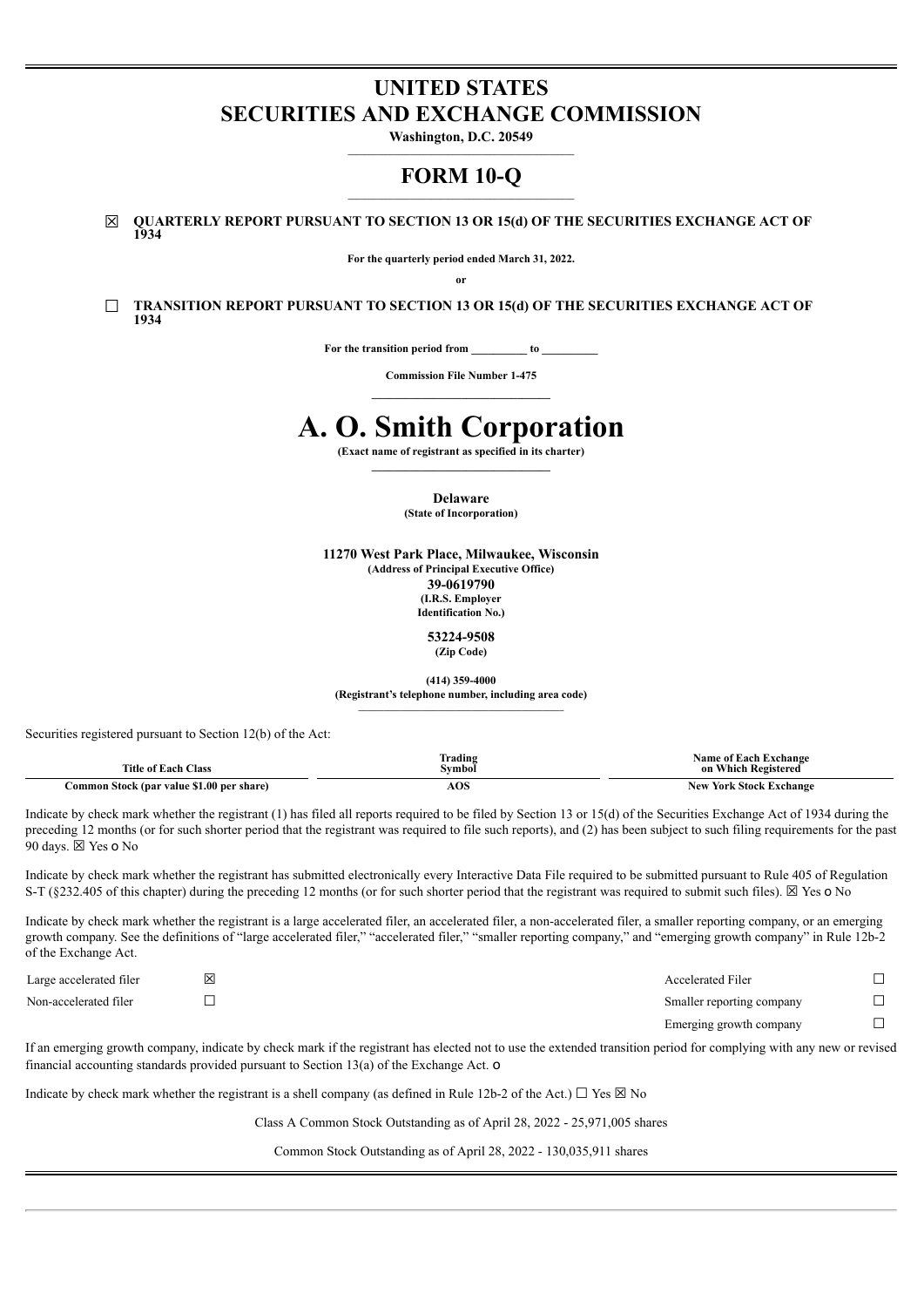# UNITED STATES
# SECURITIES AND EXCHANGE COMMISSION

**Washington, D.C. 20549**

## FORM 10-Q

☒ **QUARTERLY REPORT PURSUANT TO SECTION 13 OR 15(d) OF THE SECURITIES EXCHANGE ACT OF 1934**

**For the quarterly period ended March 31, 2022.**

**or**

☐ **TRANSITION REPORT PURSUANT TO SECTION 13 OR 15(d) OF THE SECURITIES EXCHANGE ACT OF 1934**

**For the transition period from __________ to __________**

**Commission File Number 1-475**

# A. O. Smith Corporation

**(Exact name of registrant as specified in its charter)**

**Delaware**
**(State of Incorporation)**

**11270 West Park Place, Milwaukee, Wisconsin**
**(Address of Principal Executive Office)**

**39-0619790**
**(I.R.S. Employer Identification No.)**

**53224-9508**
**(Zip Code)**

**(414) 359-4000**
**(Registrant's telephone number, including area code)**

Securities registered pursuant to Section 12(b) of the Act:

| Title of Each Class | Trading Symbol | Name of Each Exchange on Which Registered |
|---|---|---|
| Common Stock (par value $1.00 per share) | AOS | New York Stock Exchange |

Indicate by check mark whether the registrant (1) has filed all reports required to be filed by Section 13 or 15(d) of the Securities Exchange Act of 1934 during the preceding 12 months (or for such shorter period that the registrant was required to file such reports), and (2) has been subject to such filing requirements for the past 90 days. ☒ Yes o No

Indicate by check mark whether the registrant has submitted electronically every Interactive Data File required to be submitted pursuant to Rule 405 of Regulation S-T (§232.405 of this chapter) during the preceding 12 months (or for such shorter period that the registrant was required to submit such files). ☒ Yes o No

Indicate by check mark whether the registrant is a large accelerated filer, an accelerated filer, a non-accelerated filer, a smaller reporting company, or an emerging growth company. See the definitions of "large accelerated filer," "accelerated filer," "smaller reporting company," and "emerging growth company" in Rule 12b-2 of the Exchange Act.

| | | | |
|---|---|---|---|
| Large accelerated filer | ☒ | Accelerated Filer | ☐ |
| Non-accelerated filer | ☐ | Smaller reporting company | ☐ |
| | | Emerging growth company | ☐ |

If an emerging growth company, indicate by check mark if the registrant has elected not to use the extended transition period for complying with any new or revised financial accounting standards provided pursuant to Section 13(a) of the Exchange Act. o

Indicate by check mark whether the registrant is a shell company (as defined in Rule 12b-2 of the Act.) ☐ Yes ☒ No

Class A Common Stock Outstanding as of April 28, 2022 - 25,971,005 shares

Common Stock Outstanding as of April 28, 2022 - 130,035,911 shares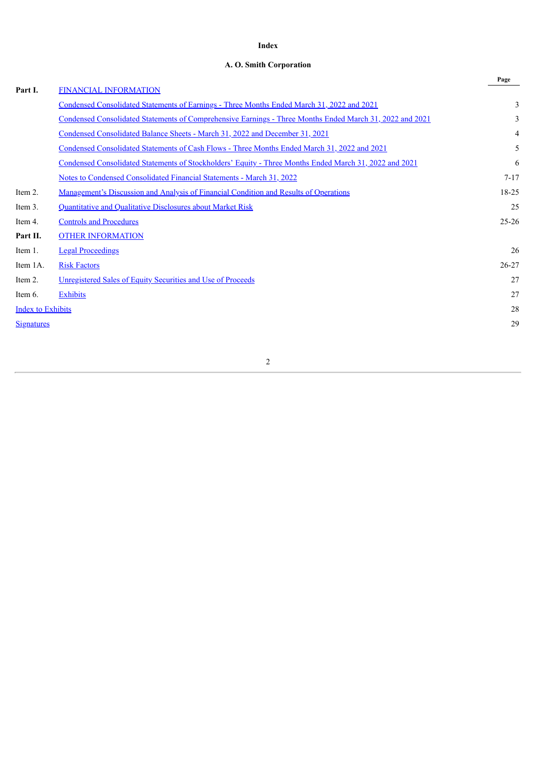**Index**

**A. O. Smith Corporation**

| | | Page |
|---|---|---|
| **Part I.** | FINANCIAL INFORMATION | |
| | Condensed Consolidated Statements of Earnings - Three Months Ended March 31, 2022 and 2021 | 3 |
| | Condensed Consolidated Statements of Comprehensive Earnings - Three Months Ended March 31, 2022 and 2021 | 3 |
| | Condensed Consolidated Balance Sheets - March 31, 2022 and December 31, 2021 | 4 |
| | Condensed Consolidated Statements of Cash Flows - Three Months Ended March 31, 2022 and 2021 | 5 |
| | Condensed Consolidated Statements of Stockholders' Equity - Three Months Ended March 31, 2022 and 2021 | 6 |
| | Notes to Condensed Consolidated Financial Statements - March 31, 2022 | 7-17 |
| Item 2. | Management's Discussion and Analysis of Financial Condition and Results of Operations | 18-25 |
| Item 3. | Quantitative and Qualitative Disclosures about Market Risk | 25 |
| Item 4. | Controls and Procedures | 25-26 |
| **Part II.** | OTHER INFORMATION | |
| Item 1. | Legal Proceedings | 26 |
| Item 1A. | Risk Factors | 26-27 |
| Item 2. | Unregistered Sales of Equity Securities and Use of Proceeds | 27 |
| Item 6. | Exhibits | 27 |
| Index to Exhibits | | 28 |
| Signatures | | 29 |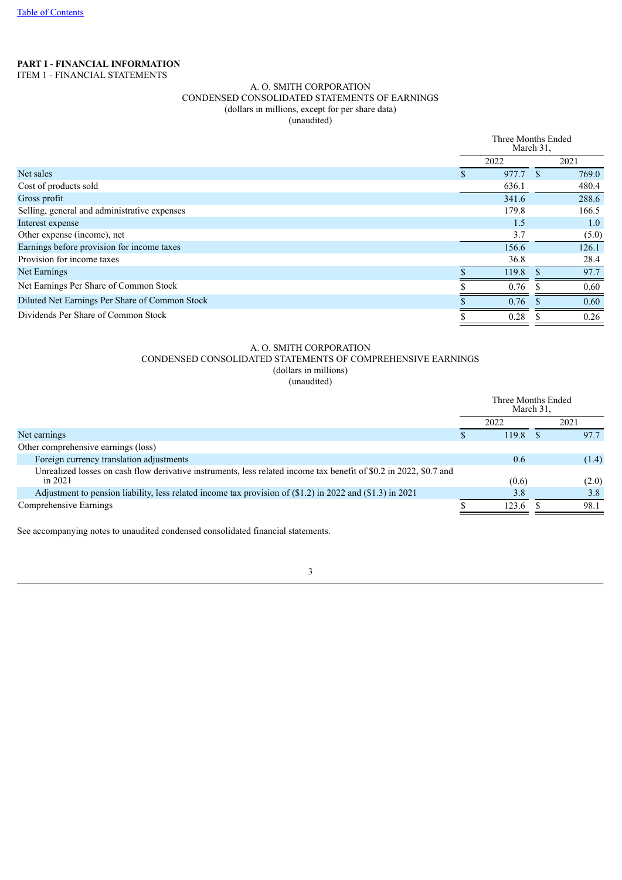[Table of Contents](#)

**PART I - FINANCIAL INFORMATION**
ITEM 1 - FINANCIAL STATEMENTS

A. O. SMITH CORPORATION
CONDENSED CONSOLIDATED STATEMENTS OF EARNINGS
(dollars in millions, except for per share data)
(unaudited)

| | Three Months Ended March 31, | |
|---|---|---|
| | 2022 | 2021 |
| Net sales | $ 977.7 | $ 769.0 |
| Cost of products sold | 636.1 | 480.4 |
| Gross profit | 341.6 | 288.6 |
| Selling, general and administrative expenses | 179.8 | 166.5 |
| Interest expense | 1.5 | 1.0 |
| Other expense (income), net | 3.7 | (5.0) |
| Earnings before provision for income taxes | 156.6 | 126.1 |
| Provision for income taxes | 36.8 | 28.4 |
| Net Earnings | $ 119.8 | $ 97.7 |
| Net Earnings Per Share of Common Stock | $ 0.76 | $ 0.60 |
| Diluted Net Earnings Per Share of Common Stock | $ 0.76 | $ 0.60 |
| Dividends Per Share of Common Stock | $ 0.28 | $ 0.26 |

A. O. SMITH CORPORATION
CONDENSED CONSOLIDATED STATEMENTS OF COMPREHENSIVE EARNINGS
(dollars in millions)
(unaudited)

| | Three Months Ended March 31, | |
|---|---|---|
| | 2022 | 2021 |
| Net earnings | $ 119.8 | $ 97.7 |
| Other comprehensive earnings (loss) | | |
| Foreign currency translation adjustments | 0.6 | (1.4) |
| Unrealized losses on cash flow derivative instruments, less related income tax benefit of $0.2 in 2022, $0.7 and in 2021 | (0.6) | (2.0) |
| Adjustment to pension liability, less related income tax provision of ($1.2) in 2022 and ($1.3) in 2021 | 3.8 | 3.8 |
| Comprehensive Earnings | $ 123.6 | $ 98.1 |

See accompanying notes to unaudited condensed consolidated financial statements.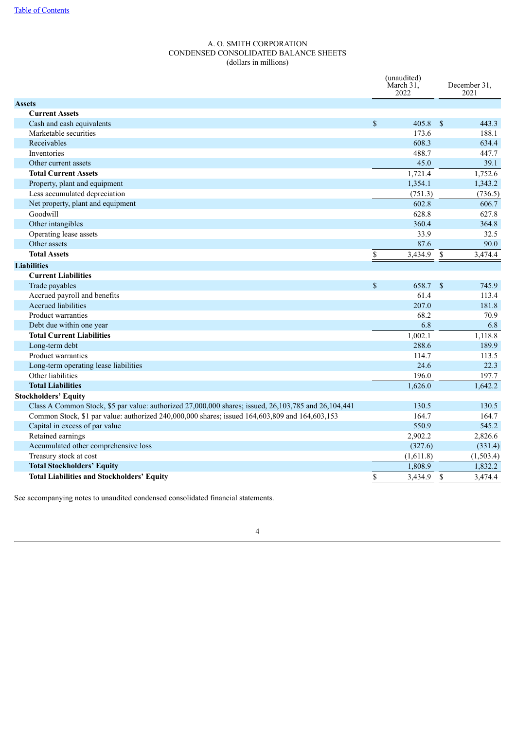A. O. SMITH CORPORATION
CONDENSED CONSOLIDATED BALANCE SHEETS
(dollars in millions)

| | (unaudited) March 31, 2022 | December 31, 2021 |
|---|---|---|
| **Assets** | | |
| **Current Assets** | | |
| Cash and cash equivalents | $ 405.8 | $ 443.3 |
| Marketable securities | 173.6 | 188.1 |
| Receivables | 608.3 | 634.4 |
| Inventories | 488.7 | 447.7 |
| Other current assets | 45.0 | 39.1 |
| **Total Current Assets** | 1,721.4 | 1,752.6 |
| Property, plant and equipment | 1,354.1 | 1,343.2 |
| Less accumulated depreciation | (751.3) | (736.5) |
| Net property, plant and equipment | 602.8 | 606.7 |
| Goodwill | 628.8 | 627.8 |
| Other intangibles | 360.4 | 364.8 |
| Operating lease assets | 33.9 | 32.5 |
| Other assets | 87.6 | 90.0 |
| **Total Assets** | $ 3,434.9 | $ 3,474.4 |
| **Liabilities** | | |
| **Current Liabilities** | | |
| Trade payables | $ 658.7 | $ 745.9 |
| Accrued payroll and benefits | 61.4 | 113.4 |
| Accrued liabilities | 207.0 | 181.8 |
| Product warranties | 68.2 | 70.9 |
| Debt due within one year | 6.8 | 6.8 |
| **Total Current Liabilities** | 1,002.1 | 1,118.8 |
| Long-term debt | 288.6 | 189.9 |
| Product warranties | 114.7 | 113.5 |
| Long-term operating lease liabilities | 24.6 | 22.3 |
| Other liabilities | 196.0 | 197.7 |
| **Total Liabilities** | 1,626.0 | 1,642.2 |
| **Stockholders' Equity** | | |
| Class A Common Stock, $5 par value: authorized 27,000,000 shares; issued, 26,103,785 and 26,104,441 | 130.5 | 130.5 |
| Common Stock, $1 par value: authorized 240,000,000 shares; issued 164,603,809 and 164,603,153 | 164.7 | 164.7 |
| Capital in excess of par value | 550.9 | 545.2 |
| Retained earnings | 2,902.2 | 2,826.6 |
| Accumulated other comprehensive loss | (327.6) | (331.4) |
| Treasury stock at cost | (1,611.8) | (1,503.4) |
| **Total Stockholders' Equity** | 1,808.9 | 1,832.2 |
| **Total Liabilities and Stockholders' Equity** | $ 3,434.9 | $ 3,474.4 |

See accompanying notes to unaudited condensed consolidated financial statements.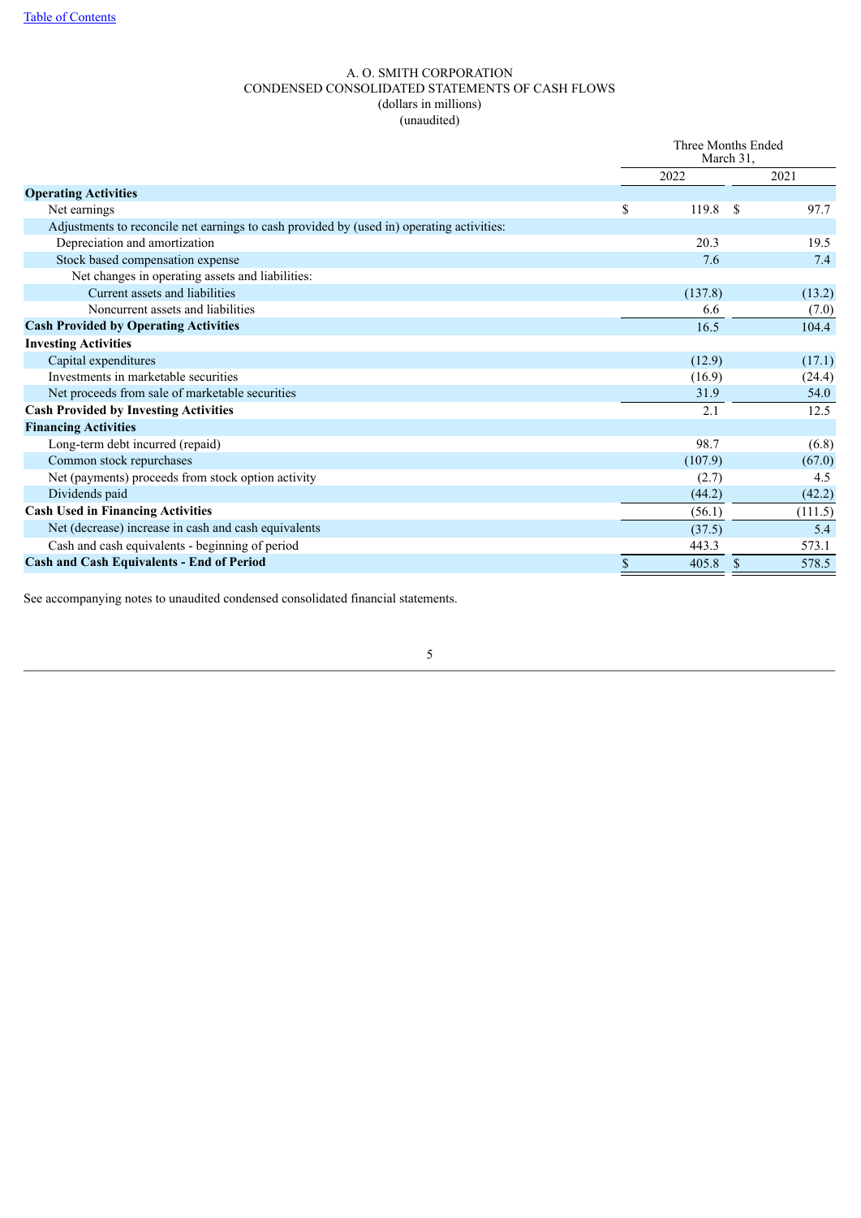A. O. SMITH CORPORATION
CONDENSED CONSOLIDATED STATEMENTS OF CASH FLOWS
(dollars in millions)
(unaudited)

| | Three Months Ended March 31, | |
|---|---|---|
| | 2022 | 2021 |
| **Operating Activities** | | |
| Net earnings | $ 119.8 | $ 97.7 |
| Adjustments to reconcile net earnings to cash provided by (used in) operating activities: | | |
| Depreciation and amortization | 20.3 | 19.5 |
| Stock based compensation expense | 7.6 | 7.4 |
| Net changes in operating assets and liabilities: | | |
| Current assets and liabilities | (137.8) | (13.2) |
| Noncurrent assets and liabilities | 6.6 | (7.0) |
| **Cash Provided by Operating Activities** | 16.5 | 104.4 |
| **Investing Activities** | | |
| Capital expenditures | (12.9) | (17.1) |
| Investments in marketable securities | (16.9) | (24.4) |
| Net proceeds from sale of marketable securities | 31.9 | 54.0 |
| **Cash Provided by Investing Activities** | 2.1 | 12.5 |
| **Financing Activities** | | |
| Long-term debt incurred (repaid) | 98.7 | (6.8) |
| Common stock repurchases | (107.9) | (67.0) |
| Net (payments) proceeds from stock option activity | (2.7) | 4.5 |
| Dividends paid | (44.2) | (42.2) |
| **Cash Used in Financing Activities** | (56.1) | (111.5) |
| Net (decrease) increase in cash and cash equivalents | (37.5) | 5.4 |
| Cash and cash equivalents - beginning of period | 443.3 | 573.1 |
| **Cash and Cash Equivalents - End of Period** | $ 405.8 | $ 578.5 |

See accompanying notes to unaudited condensed consolidated financial statements.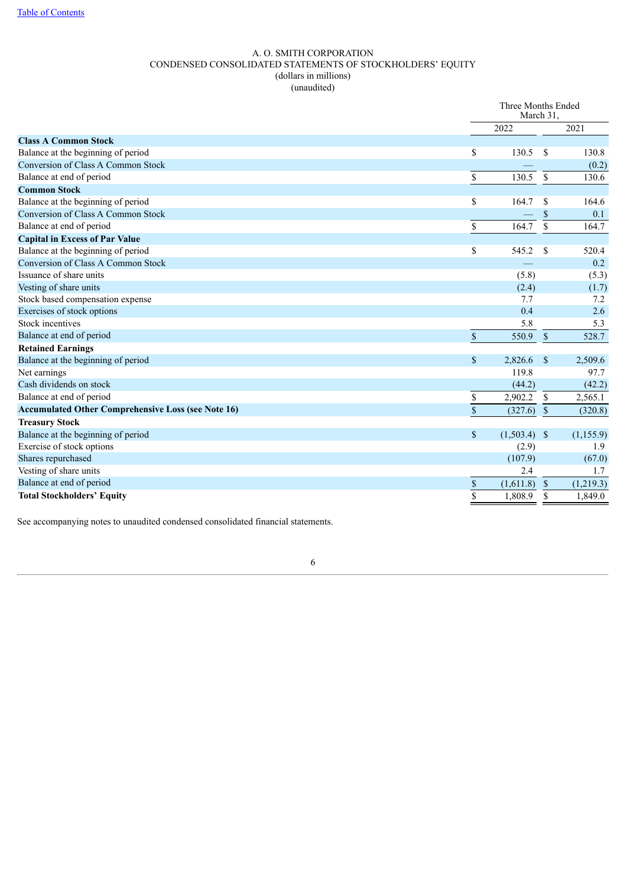A. O. SMITH CORPORATION
CONDENSED CONSOLIDATED STATEMENTS OF STOCKHOLDERS' EQUITY
(dollars in millions)
(unaudited)

| | Three Months Ended March 31, | |
|---|---|---|
| | 2022 | 2021 |
| **Class A Common Stock** | | |
| Balance at the beginning of period | $ 130.5 | $ 130.8 |
| Conversion of Class A Common Stock | — | (0.2) |
| Balance at end of period | $ 130.5 | $ 130.6 |
| **Common Stock** | | |
| Balance at the beginning of period | $ 164.7 | $ 164.6 |
| Conversion of Class A Common Stock | — | $ 0.1 |
| Balance at end of period | $ 164.7 | $ 164.7 |
| **Capital in Excess of Par Value** | | |
| Balance at the beginning of period | $ 545.2 | $ 520.4 |
| Conversion of Class A Common Stock | — | 0.2 |
| Issuance of share units | (5.8) | (5.3) |
| Vesting of share units | (2.4) | (1.7) |
| Stock based compensation expense | 7.7 | 7.2 |
| Exercises of stock options | 0.4 | 2.6 |
| Stock incentives | 5.8 | 5.3 |
| Balance at end of period | $ 550.9 | $ 528.7 |
| **Retained Earnings** | | |
| Balance at the beginning of period | $ 2,826.6 | $ 2,509.6 |
| Net earnings | 119.8 | 97.7 |
| Cash dividends on stock | (44.2) | (42.2) |
| Balance at end of period | $ 2,902.2 | $ 2,565.1 |
| **Accumulated Other Comprehensive Loss (see Note 16)** | $ (327.6) | $ (320.8) |
| **Treasury Stock** | | |
| Balance at the beginning of period | $ (1,503.4) | $ (1,155.9) |
| Exercise of stock options | (2.9) | 1.9 |
| Shares repurchased | (107.9) | (67.0) |
| Vesting of share units | 2.4 | 1.7 |
| Balance at end of period | $ (1,611.8) | $ (1,219.3) |
| **Total Stockholders' Equity** | $ 1,808.9 | $ 1,849.0 |

See accompanying notes to unaudited condensed consolidated financial statements.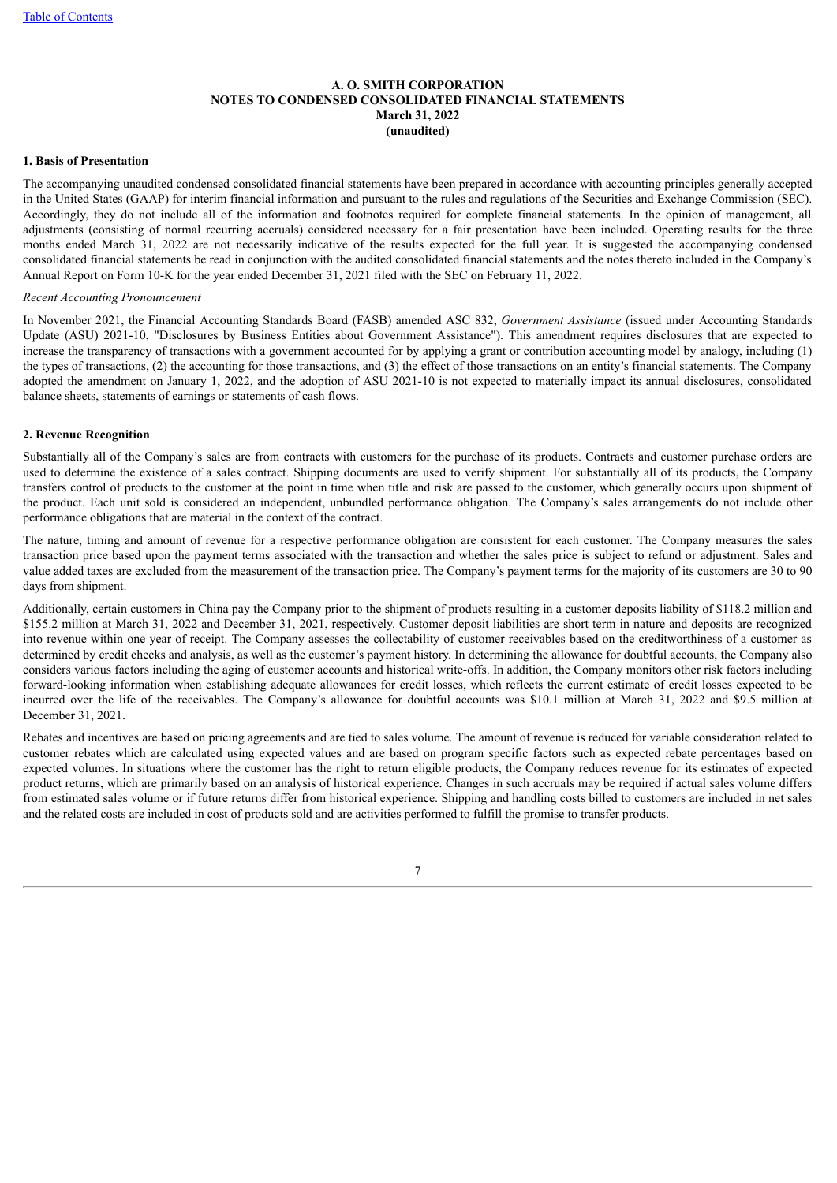**A. O. SMITH CORPORATION**
**NOTES TO CONDENSED CONSOLIDATED FINANCIAL STATEMENTS**
**March 31, 2022**
**(unaudited)**

**1. Basis of Presentation**

The accompanying unaudited condensed consolidated financial statements have been prepared in accordance with accounting principles generally accepted in the United States (GAAP) for interim financial information and pursuant to the rules and regulations of the Securities and Exchange Commission (SEC). Accordingly, they do not include all of the information and footnotes required for complete financial statements. In the opinion of management, all adjustments (consisting of normal recurring accruals) considered necessary for a fair presentation have been included. Operating results for the three months ended March 31, 2022 are not necessarily indicative of the results expected for the full year. It is suggested the accompanying condensed consolidated financial statements be read in conjunction with the audited consolidated financial statements and the notes thereto included in the Company's Annual Report on Form 10-K for the year ended December 31, 2021 filed with the SEC on February 11, 2022.

*Recent Accounting Pronouncement*

In November 2021, the Financial Accounting Standards Board (FASB) amended ASC 832, *Government Assistance* (issued under Accounting Standards Update (ASU) 2021-10, "Disclosures by Business Entities about Government Assistance"). This amendment requires disclosures that are expected to increase the transparency of transactions with a government accounted for by applying a grant or contribution accounting model by analogy, including (1) the types of transactions, (2) the accounting for those transactions, and (3) the effect of those transactions on an entity's financial statements. The Company adopted the amendment on January 1, 2022, and the adoption of ASU 2021-10 is not expected to materially impact its annual disclosures, consolidated balance sheets, statements of earnings or statements of cash flows.

**2. Revenue Recognition**

Substantially all of the Company's sales are from contracts with customers for the purchase of its products. Contracts and customer purchase orders are used to determine the existence of a sales contract. Shipping documents are used to verify shipment. For substantially all of its products, the Company transfers control of products to the customer at the point in time when title and risk are passed to the customer, which generally occurs upon shipment of the product. Each unit sold is considered an independent, unbundled performance obligation. The Company's sales arrangements do not include other performance obligations that are material in the context of the contract.

The nature, timing and amount of revenue for a respective performance obligation are consistent for each customer. The Company measures the sales transaction price based upon the payment terms associated with the transaction and whether the sales price is subject to refund or adjustment. Sales and value added taxes are excluded from the measurement of the transaction price. The Company's payment terms for the majority of its customers are 30 to 90 days from shipment.

Additionally, certain customers in China pay the Company prior to the shipment of products resulting in a customer deposits liability of $118.2 million and $155.2 million at March 31, 2022 and December 31, 2021, respectively. Customer deposit liabilities are short term in nature and deposits are recognized into revenue within one year of receipt. The Company assesses the collectability of customer receivables based on the creditworthiness of a customer as determined by credit checks and analysis, as well as the customer's payment history. In determining the allowance for doubtful accounts, the Company also considers various factors including the aging of customer accounts and historical write-offs. In addition, the Company monitors other risk factors including forward-looking information when establishing adequate allowances for credit losses, which reflects the current estimate of credit losses expected to be incurred over the life of the receivables. The Company's allowance for doubtful accounts was $10.1 million at March 31, 2022 and $9.5 million at December 31, 2021.

Rebates and incentives are based on pricing agreements and are tied to sales volume. The amount of revenue is reduced for variable consideration related to customer rebates which are calculated using expected values and are based on program specific factors such as expected rebate percentages based on expected volumes. In situations where the customer has the right to return eligible products, the Company reduces revenue for its estimates of expected product returns, which are primarily based on an analysis of historical experience. Changes in such accruals may be required if actual sales volume differs from estimated sales volume or if future returns differ from historical experience. Shipping and handling costs billed to customers are included in net sales and the related costs are included in cost of products sold and are activities performed to fulfill the promise to transfer products.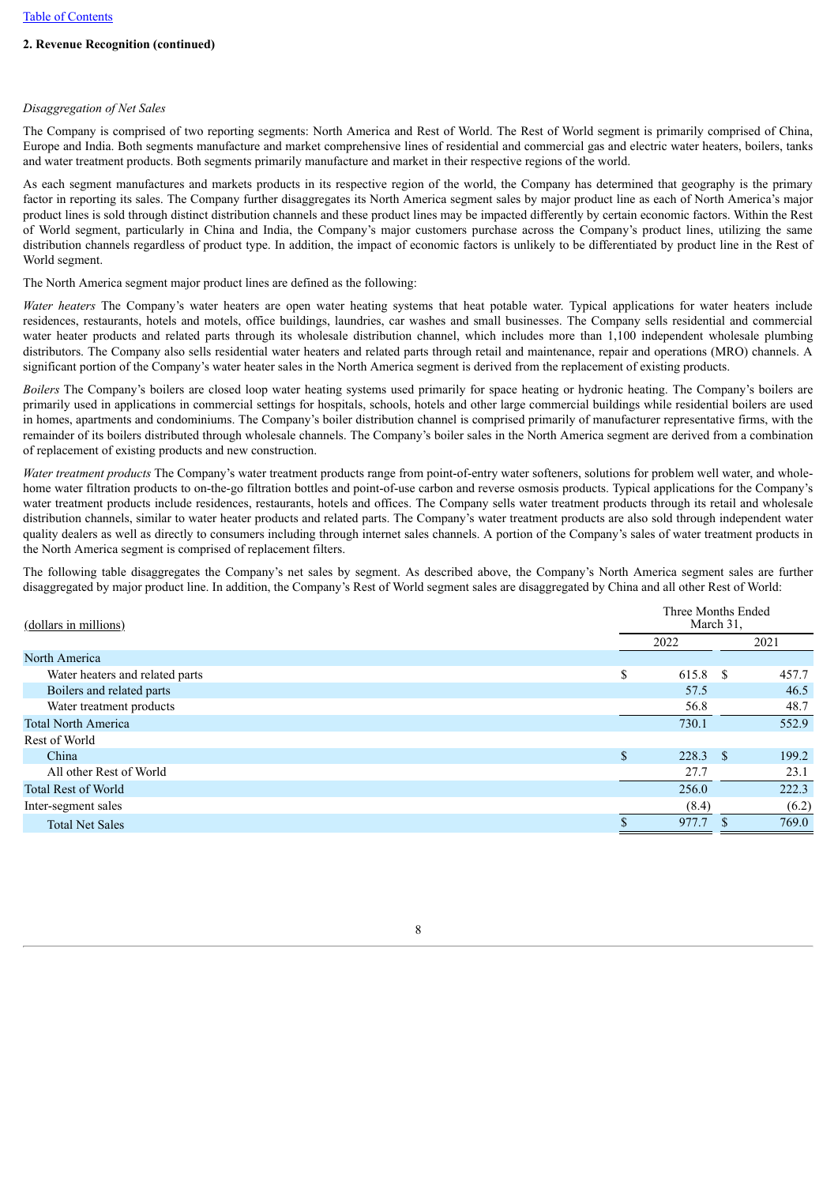[Table of Contents](#)

**2. Revenue Recognition (continued)**

*Disaggregation of Net Sales*

The Company is comprised of two reporting segments: North America and Rest of World. The Rest of World segment is primarily comprised of China, Europe and India. Both segments manufacture and market comprehensive lines of residential and commercial gas and electric water heaters, boilers, tanks and water treatment products. Both segments primarily manufacture and market in their respective regions of the world.

As each segment manufactures and markets products in its respective region of the world, the Company has determined that geography is the primary factor in reporting its sales. The Company further disaggregates its North America segment sales by major product line as each of North America's major product lines is sold through distinct distribution channels and these product lines may be impacted differently by certain economic factors. Within the Rest of World segment, particularly in China and India, the Company's major customers purchase across the Company's product lines, utilizing the same distribution channels regardless of product type. In addition, the impact of economic factors is unlikely to be differentiated by product line in the Rest of World segment.

The North America segment major product lines are defined as the following:

*Water heaters* The Company's water heaters are open water heating systems that heat potable water. Typical applications for water heaters include residences, restaurants, hotels and motels, office buildings, laundries, car washes and small businesses. The Company sells residential and commercial water heater products and related parts through its wholesale distribution channel, which includes more than 1,100 independent wholesale plumbing distributors. The Company also sells residential water heaters and related parts through retail and maintenance, repair and operations (MRO) channels. A significant portion of the Company's water heater sales in the North America segment is derived from the replacement of existing products.

*Boilers* The Company's boilers are closed loop water heating systems used primarily for space heating or hydronic heating. The Company's boilers are primarily used in applications in commercial settings for hospitals, schools, hotels and other large commercial buildings while residential boilers are used in homes, apartments and condominiums. The Company's boiler distribution channel is comprised primarily of manufacturer representative firms, with the remainder of its boilers distributed through wholesale channels. The Company's boiler sales in the North America segment are derived from a combination of replacement of existing products and new construction.

*Water treatment products* The Company's water treatment products range from point-of-entry water softeners, solutions for problem well water, and whole-home water filtration products to on-the-go filtration bottles and point-of-use carbon and reverse osmosis products. Typical applications for the Company's water treatment products include residences, restaurants, hotels and offices. The Company sells water treatment products through its retail and wholesale distribution channels, similar to water heater products and related parts. The Company's water treatment products are also sold through independent water quality dealers as well as directly to consumers including through internet sales channels. A portion of the Company's sales of water treatment products in the North America segment is comprised of replacement filters.

The following table disaggregates the Company's net sales by segment. As described above, the Company's North America segment sales are further disaggregated by major product line. In addition, the Company's Rest of World segment sales are disaggregated by China and all other Rest of World:

| (dollars in millions) | Three Months Ended March 31, | |
|---|---|---|
| | 2022 | 2021 |
| North America | | |
| Water heaters and related parts | $ 615.8 | $ 457.7 |
| Boilers and related parts | 57.5 | 46.5 |
| Water treatment products | 56.8 | 48.7 |
| Total North America | 730.1 | 552.9 |
| Rest of World | | |
| China | $ 228.3 | $ 199.2 |
| All other Rest of World | 27.7 | 23.1 |
| Total Rest of World | 256.0 | 222.3 |
| Inter-segment sales | (8.4) | (6.2) |
| Total Net Sales | $ 977.7 | $ 769.0 |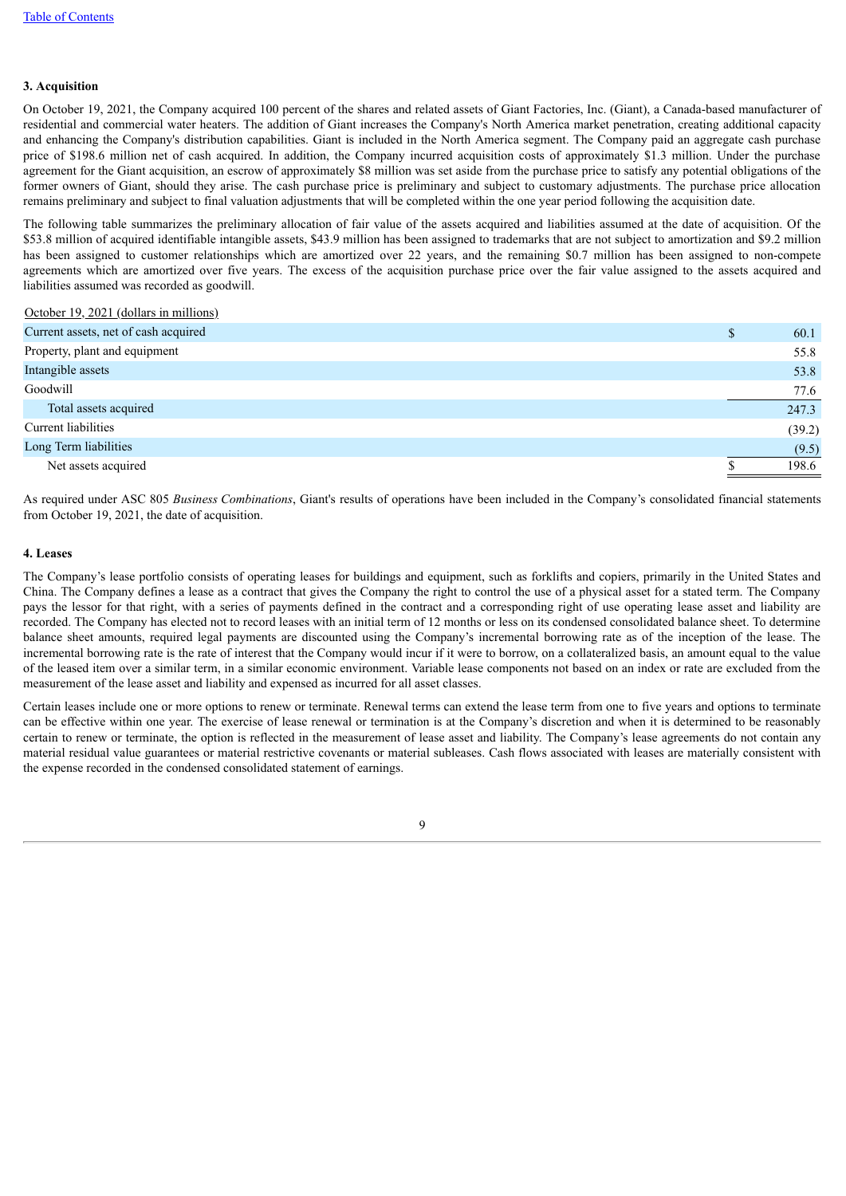### 3. Acquisition

On October 19, 2021, the Company acquired 100 percent of the shares and related assets of Giant Factories, Inc. (Giant), a Canada-based manufacturer of residential and commercial water heaters. The addition of Giant increases the Company's North America market penetration, creating additional capacity and enhancing the Company's distribution capabilities. Giant is included in the North America segment. The Company paid an aggregate cash purchase price of $198.6 million net of cash acquired. In addition, the Company incurred acquisition costs of approximately $1.3 million. Under the purchase agreement for the Giant acquisition, an escrow of approximately $8 million was set aside from the purchase price to satisfy any potential obligations of the former owners of Giant, should they arise. The cash purchase price is preliminary and subject to customary adjustments. The purchase price allocation remains preliminary and subject to final valuation adjustments that will be completed within the one year period following the acquisition date.

The following table summarizes the preliminary allocation of fair value of the assets acquired and liabilities assumed at the date of acquisition. Of the $53.8 million of acquired identifiable intangible assets, $43.9 million has been assigned to trademarks that are not subject to amortization and $9.2 million has been assigned to customer relationships which are amortized over 22 years, and the remaining $0.7 million has been assigned to non-compete agreements which are amortized over five years. The excess of the acquisition purchase price over the fair value assigned to the assets acquired and liabilities assumed was recorded as goodwill.

| October 19, 2021 (dollars in millions) | |
|---|---|
| Current assets, net of cash acquired | $ 60.1 |
| Property, plant and equipment | 55.8 |
| Intangible assets | 53.8 |
| Goodwill | 77.6 |
| Total assets acquired | 247.3 |
| Current liabilities | (39.2) |
| Long Term liabilities | (9.5) |
| Net assets acquired | $ 198.6 |

As required under ASC 805 *Business Combinations*, Giant's results of operations have been included in the Company's consolidated financial statements from October 19, 2021, the date of acquisition.

### 4. Leases

The Company's lease portfolio consists of operating leases for buildings and equipment, such as forklifts and copiers, primarily in the United States and China. The Company defines a lease as a contract that gives the Company the right to control the use of a physical asset for a stated term. The Company pays the lessor for that right, with a series of payments defined in the contract and a corresponding right of use operating lease asset and liability are recorded. The Company has elected not to record leases with an initial term of 12 months or less on its condensed consolidated balance sheet. To determine balance sheet amounts, required legal payments are discounted using the Company's incremental borrowing rate as of the inception of the lease. The incremental borrowing rate is the rate of interest that the Company would incur if it were to borrow, on a collateralized basis, an amount equal to the value of the leased item over a similar term, in a similar economic environment. Variable lease components not based on an index or rate are excluded from the measurement of the lease asset and liability and expensed as incurred for all asset classes.

Certain leases include one or more options to renew or terminate. Renewal terms can extend the lease term from one to five years and options to terminate can be effective within one year. The exercise of lease renewal or termination is at the Company's discretion and when it is determined to be reasonably certain to renew or terminate, the option is reflected in the measurement of lease asset and liability. The Company's lease agreements do not contain any material residual value guarantees or material restrictive covenants or material subleases. Cash flows associated with leases are materially consistent with the expense recorded in the condensed consolidated statement of earnings.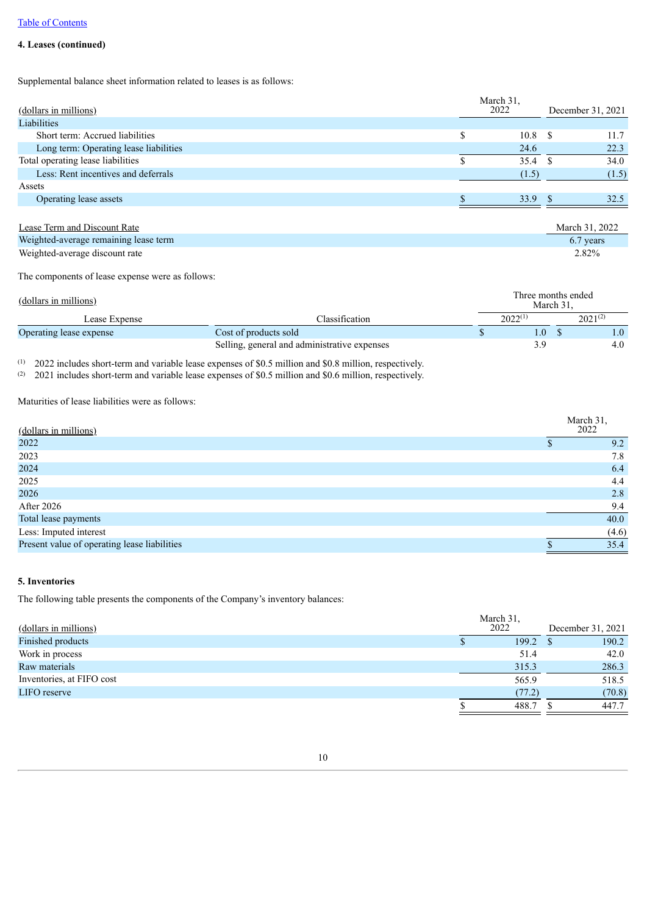[Table of Contents](#)

**4. Leases (continued)**

Supplemental balance sheet information related to leases is as follows:

| (dollars in millions) | March 31, 2022 | December 31, 2021 |
|---|---|---|
| Liabilities | | |
| Short term: Accrued liabilities | $ 10.8 | $ 11.7 |
| Long term: Operating lease liabilities | 24.6 | 22.3 |
| Total operating lease liabilities | $ 35.4 | $ 34.0 |
| Less: Rent incentives and deferrals | (1.5) | (1.5) |
| Assets | | |
| Operating lease assets | $ 33.9 | $ 32.5 |

| Lease Term and Discount Rate | March 31, 2022 |
|---|---|
| Weighted-average remaining lease term | 6.7 years |
| Weighted-average discount rate | 2.82% |

The components of lease expense were as follows:

| (dollars in millions) | | Three months ended March 31, | |
|---|---|---|---|
| Lease Expense | Classification | 2022[1] | 2021[2] |
| Operating lease expense | Cost of products sold | $ 1.0 | $ 1.0 |
| | Selling, general and administrative expenses | 3.9 | 4.0 |

[1] 2022 includes short-term and variable lease expenses of $0.5 million and $0.8 million, respectively.
[2] 2021 includes short-term and variable lease expenses of $0.5 million and $0.6 million, respectively.

Maturities of lease liabilities were as follows:

| (dollars in millions) | March 31, 2022 |
|---|---|
| 2022 | $ 9.2 |
| 2023 | 7.8 |
| 2024 | 6.4 |
| 2025 | 4.4 |
| 2026 | 2.8 |
| After 2026 | 9.4 |
| Total lease payments | 40.0 |
| Less: Imputed interest | (4.6) |
| Present value of operating lease liabilities | $ 35.4 |

**5. Inventories**

The following table presents the components of the Company's inventory balances:

| (dollars in millions) | March 31, 2022 | December 31, 2021 |
|---|---|---|
| Finished products | $ 199.2 | $ 190.2 |
| Work in process | 51.4 | 42.0 |
| Raw materials | 315.3 | 286.3 |
| Inventories, at FIFO cost | 565.9 | 518.5 |
| LIFO reserve | (77.2) | (70.8) |
| | $ 488.7 | $ 447.7 |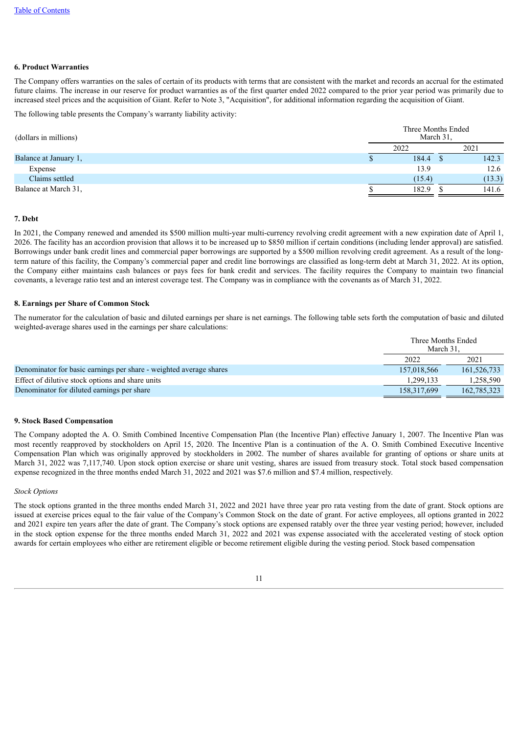#### 6. Product Warranties

The Company offers warranties on the sales of certain of its products with terms that are consistent with the market and records an accrual for the estimated future claims. The increase in our reserve for product warranties as of the first quarter ended 2022 compared to the prior year period was primarily due to increased steel prices and the acquisition of Giant. Refer to Note 3, "Acquisition", for additional information regarding the acquisition of Giant.

The following table presents the Company's warranty liability activity:

| (dollars in millions) | Three Months Ended March 31, | |
|---|---|---|
| | 2022 | 2021 |
| Balance at January 1, | $ 184.4 | $ 142.3 |
| Expense | 13.9 | 12.6 |
| Claims settled | (15.4) | (13.3) |
| Balance at March 31, | $ 182.9 | $ 141.6 |

#### 7. Debt

In 2021, the Company renewed and amended its $500 million multi-year multi-currency revolving credit agreement with a new expiration date of April 1, 2026. The facility has an accordion provision that allows it to be increased up to $850 million if certain conditions (including lender approval) are satisfied. Borrowings under bank credit lines and commercial paper borrowings are supported by a $500 million revolving credit agreement. As a result of the long-term nature of this facility, the Company's commercial paper and credit line borrowings are classified as long-term debt at March 31, 2022. At its option, the Company either maintains cash balances or pays fees for bank credit and services. The facility requires the Company to maintain two financial covenants, a leverage ratio test and an interest coverage test. The Company was in compliance with the covenants as of March 31, 2022.

#### 8. Earnings per Share of Common Stock

The numerator for the calculation of basic and diluted earnings per share is net earnings. The following table sets forth the computation of basic and diluted weighted-average shares used in the earnings per share calculations:

| | Three Months Ended March 31, | |
|---|---|---|
| | 2022 | 2021 |
| Denominator for basic earnings per share - weighted average shares | 157,018,566 | 161,526,733 |
| Effect of dilutive stock options and share units | 1,299,133 | 1,258,590 |
| Denominator for diluted earnings per share | 158,317,699 | 162,785,323 |

#### 9. Stock Based Compensation

The Company adopted the A. O. Smith Combined Incentive Compensation Plan (the Incentive Plan) effective January 1, 2007. The Incentive Plan was most recently reapproved by stockholders on April 15, 2020. The Incentive Plan is a continuation of the A. O. Smith Combined Executive Incentive Compensation Plan which was originally approved by stockholders in 2002. The number of shares available for granting of options or share units at March 31, 2022 was 7,117,740. Upon stock option exercise or share unit vesting, shares are issued from treasury stock. Total stock based compensation expense recognized in the three months ended March 31, 2022 and 2021 was $7.6 million and $7.4 million, respectively.

*Stock Options*

The stock options granted in the three months ended March 31, 2022 and 2021 have three year pro rata vesting from the date of grant. Stock options are issued at exercise prices equal to the fair value of the Company's Common Stock on the date of grant. For active employees, all options granted in 2022 and 2021 expire ten years after the date of grant. The Company's stock options are expensed ratably over the three year vesting period; however, included in the stock option expense for the three months ended March 31, 2022 and 2021 was expense associated with the accelerated vesting of stock option awards for certain employees who either are retirement eligible or become retirement eligible during the vesting period. Stock based compensation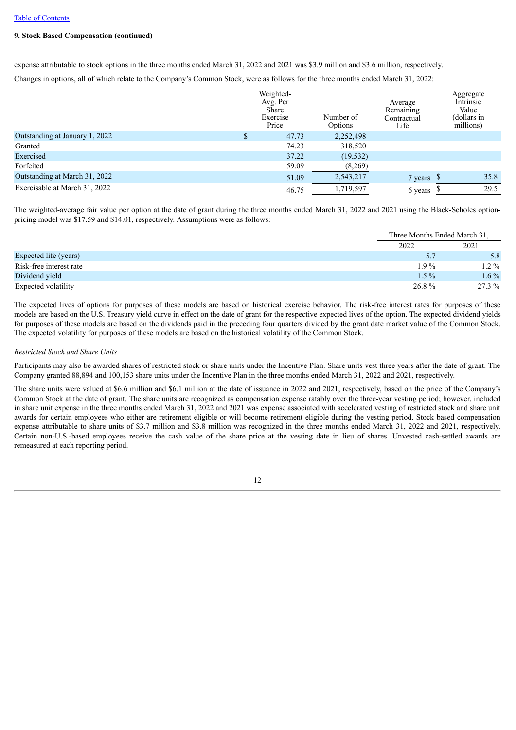[Table of Contents](#)

**9. Stock Based Compensation (continued)**

expense attributable to stock options in the three months ended March 31, 2022 and 2021 was $3.9 million and $3.6 million, respectively.

Changes in options, all of which relate to the Company's Common Stock, were as follows for the three months ended March 31, 2022:

| | Weighted-Avg. Per Share Exercise Price | Number of Options | Average Remaining Contractual Life | Aggregate Intrinsic Value (dollars in millions) |
|---|---|---|---|---|
| Outstanding at January 1, 2022 | $ 47.73 | 2,252,498 | | |
| Granted | 74.23 | 318,520 | | |
| Exercised | 37.22 | (19,532) | | |
| Forfeited | 59.09 | (8,269) | | |
| Outstanding at March 31, 2022 | 51.09 | 2,543,217 | 7 years | $ 35.8 |
| Exercisable at March 31, 2022 | 46.75 | 1,719,597 | 6 years | $ 29.5 |

The weighted-average fair value per option at the date of grant during the three months ended March 31, 2022 and 2021 using the Black-Scholes option-pricing model was $17.59 and $14.01, respectively. Assumptions were as follows:

| | Three Months Ended March 31, | |
|---|---|---|
| | 2022 | 2021 |
| Expected life (years) | 5.7 | 5.8 |
| Risk-free interest rate | 1.9 % | 1.2 % |
| Dividend yield | 1.5 % | 1.6 % |
| Expected volatility | 26.8 % | 27.3 % |

The expected lives of options for purposes of these models are based on historical exercise behavior. The risk-free interest rates for purposes of these models are based on the U.S. Treasury yield curve in effect on the date of grant for the respective expected lives of the option. The expected dividend yields for purposes of these models are based on the dividends paid in the preceding four quarters divided by the grant date market value of the Common Stock. The expected volatility for purposes of these models are based on the historical volatility of the Common Stock.

*Restricted Stock and Share Units*

Participants may also be awarded shares of restricted stock or share units under the Incentive Plan. Share units vest three years after the date of grant. The Company granted 88,894 and 100,153 share units under the Incentive Plan in the three months ended March 31, 2022 and 2021, respectively.

The share units were valued at $6.6 million and $6.1 million at the date of issuance in 2022 and 2021, respectively, based on the price of the Company's Common Stock at the date of grant. The share units are recognized as compensation expense ratably over the three-year vesting period; however, included in share unit expense in the three months ended March 31, 2022 and 2021 was expense associated with accelerated vesting of restricted stock and share unit awards for certain employees who either are retirement eligible or will become retirement eligible during the vesting period. Stock based compensation expense attributable to share units of $3.7 million and $3.8 million was recognized in the three months ended March 31, 2022 and 2021, respectively. Certain non-U.S.-based employees receive the cash value of the share price at the vesting date in lieu of shares. Unvested cash-settled awards are remeasured at each reporting period.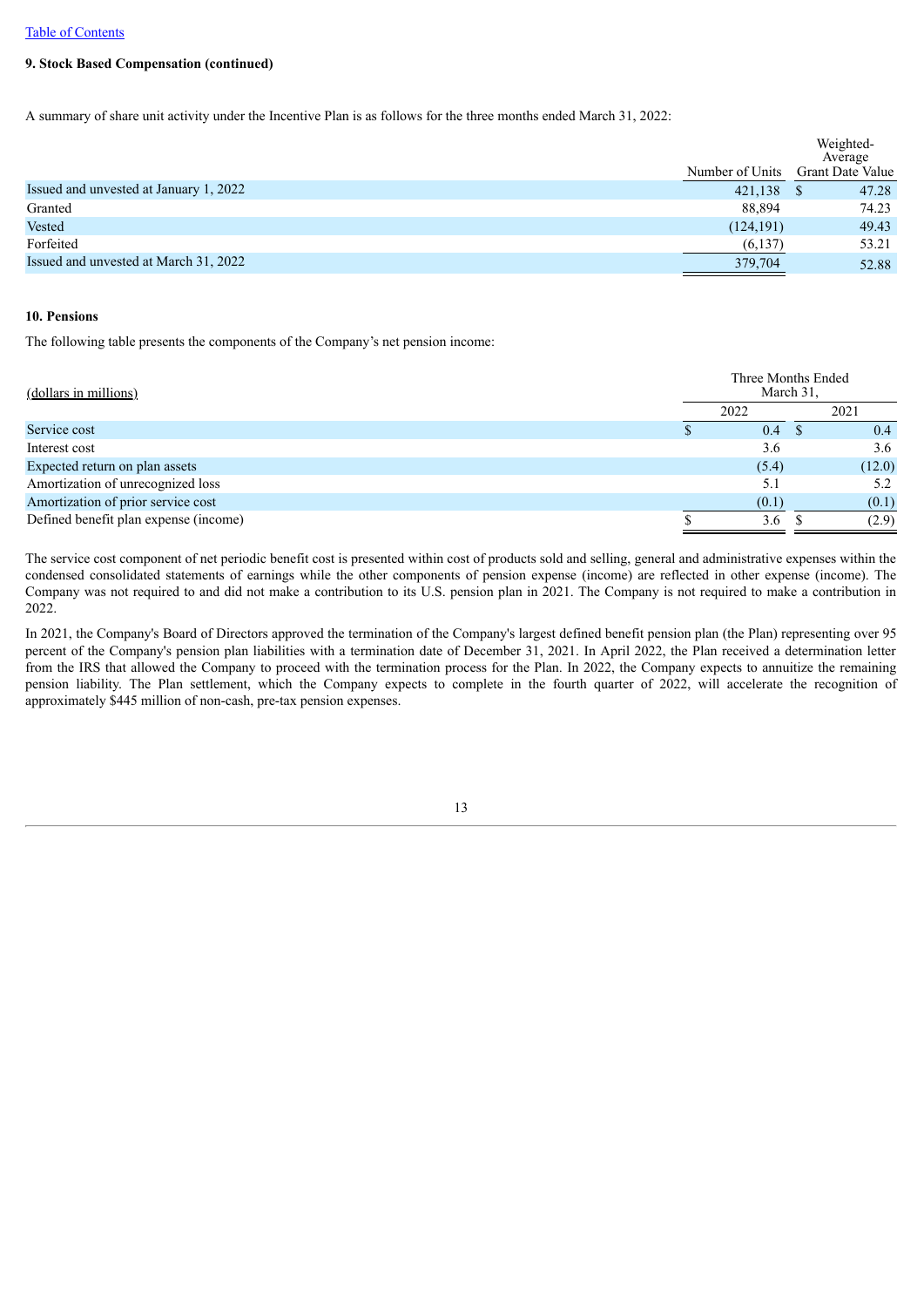[Table of Contents](#)

**9. Stock Based Compensation (continued)**

A summary of share unit activity under the Incentive Plan is as follows for the three months ended March 31, 2022:

| | Number of Units | Weighted-Average Grant Date Value |
|---|---|---|
| Issued and unvested at January 1, 2022 | 421,138 | $ 47.28 |
| Granted | 88,894 | 74.23 |
| Vested | (124,191) | 49.43 |
| Forfeited | (6,137) | 53.21 |
| Issued and unvested at March 31, 2022 | 379,704 | 52.88 |

**10. Pensions**

The following table presents the components of the Company's net pension income:

| (dollars in millions) | Three Months Ended March 31, | |
|---|---|---|
| | 2022 | 2021 |
| Service cost | $ 0.4 | $ 0.4 |
| Interest cost | 3.6 | 3.6 |
| Expected return on plan assets | (5.4) | (12.0) |
| Amortization of unrecognized loss | 5.1 | 5.2 |
| Amortization of prior service cost | (0.1) | (0.1) |
| Defined benefit plan expense (income) | $ 3.6 | $ (2.9) |

The service cost component of net periodic benefit cost is presented within cost of products sold and selling, general and administrative expenses within the condensed consolidated statements of earnings while the other components of pension expense (income) are reflected in other expense (income). The Company was not required to and did not make a contribution to its U.S. pension plan in 2021. The Company is not required to make a contribution in 2022.

In 2021, the Company's Board of Directors approved the termination of the Company's largest defined benefit pension plan (the Plan) representing over 95 percent of the Company's pension plan liabilities with a termination date of December 31, 2021. In April 2022, the Plan received a determination letter from the IRS that allowed the Company to proceed with the termination process for the Plan. In 2022, the Company expects to annuitize the remaining pension liability. The Plan settlement, which the Company expects to complete in the fourth quarter of 2022, will accelerate the recognition of approximately $445 million of non-cash, pre-tax pension expenses.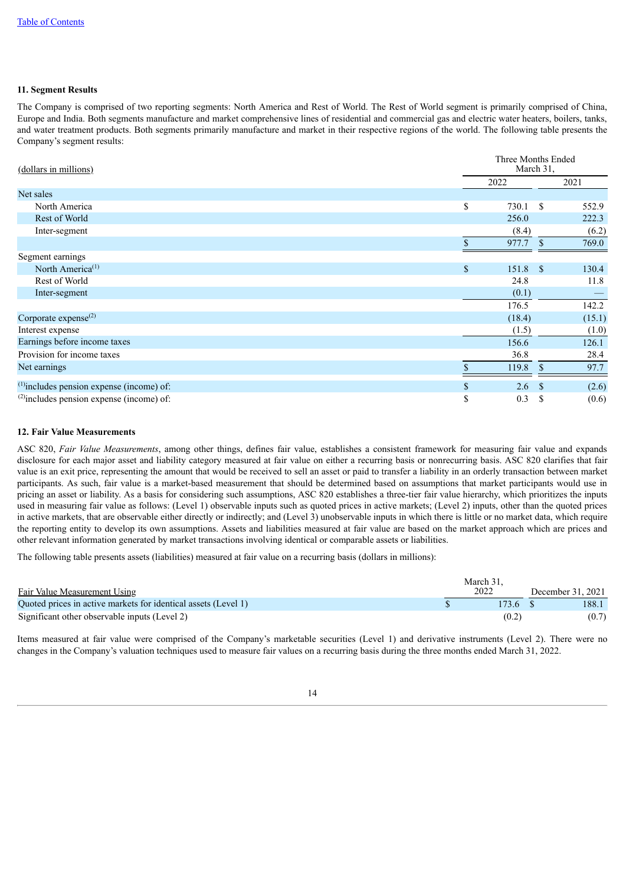[Table of Contents](#)

### 11. Segment Results

The Company is comprised of two reporting segments: North America and Rest of World. The Rest of World segment is primarily comprised of China, Europe and India. Both segments manufacture and market comprehensive lines of residential and commercial gas and electric water heaters, boilers, tanks, and water treatment products. Both segments primarily manufacture and market in their respective regions of the world. The following table presents the Company's segment results:

| (dollars in millions) | Three Months Ended March 31, 2022 | Three Months Ended March 31, 2021 |
|---|---|---|
| Net sales | | |
| North America | $ 730.1 | $ 552.9 |
| Rest of World | 256.0 | 222.3 |
| Inter-segment | (8.4) | (6.2) |
| | $ 977.7 | $ 769.0 |
| Segment earnings | | |
| North America[1] | $ 151.8 | $ 130.4 |
| Rest of World | 24.8 | 11.8 |
| Inter-segment | (0.1) | — |
| | 176.5 | 142.2 |
| Corporate expense[2] | (18.4) | (15.1) |
| Interest expense | (1.5) | (1.0) |
| Earnings before income taxes | 156.6 | 126.1 |
| Provision for income taxes | 36.8 | 28.4 |
| Net earnings | $ 119.8 | $ 97.7 |
| [1]includes pension expense (income) of: | $ 2.6 | $ (2.6) |
| [2]includes pension expense (income) of: | $ 0.3 | $ (0.6) |

### 12. Fair Value Measurements

ASC 820, *Fair Value Measurements*, among other things, defines fair value, establishes a consistent framework for measuring fair value and expands disclosure for each major asset and liability category measured at fair value on either a recurring basis or nonrecurring basis. ASC 820 clarifies that fair value is an exit price, representing the amount that would be received to sell an asset or paid to transfer a liability in an orderly transaction between market participants. As such, fair value is a market-based measurement that should be determined based on assumptions that market participants would use in pricing an asset or liability. As a basis for considering such assumptions, ASC 820 establishes a three-tier fair value hierarchy, which prioritizes the inputs used in measuring fair value as follows: (Level 1) observable inputs such as quoted prices in active markets; (Level 2) inputs, other than the quoted prices in active markets, that are observable either directly or indirectly; and (Level 3) unobservable inputs in which there is little or no market data, which require the reporting entity to develop its own assumptions. Assets and liabilities measured at fair value are based on the market approach which are prices and other relevant information generated by market transactions involving identical or comparable assets or liabilities.

The following table presents assets (liabilities) measured at fair value on a recurring basis (dollars in millions):

| Fair Value Measurement Using | March 31, 2022 | December 31, 2021 |
|---|---|---|
| Quoted prices in active markets for identical assets (Level 1) | $ 173.6 | $ 188.1 |
| Significant other observable inputs (Level 2) | (0.2) | (0.7) |

Items measured at fair value were comprised of the Company's marketable securities (Level 1) and derivative instruments (Level 2). There were no changes in the Company's valuation techniques used to measure fair values on a recurring basis during the three months ended March 31, 2022.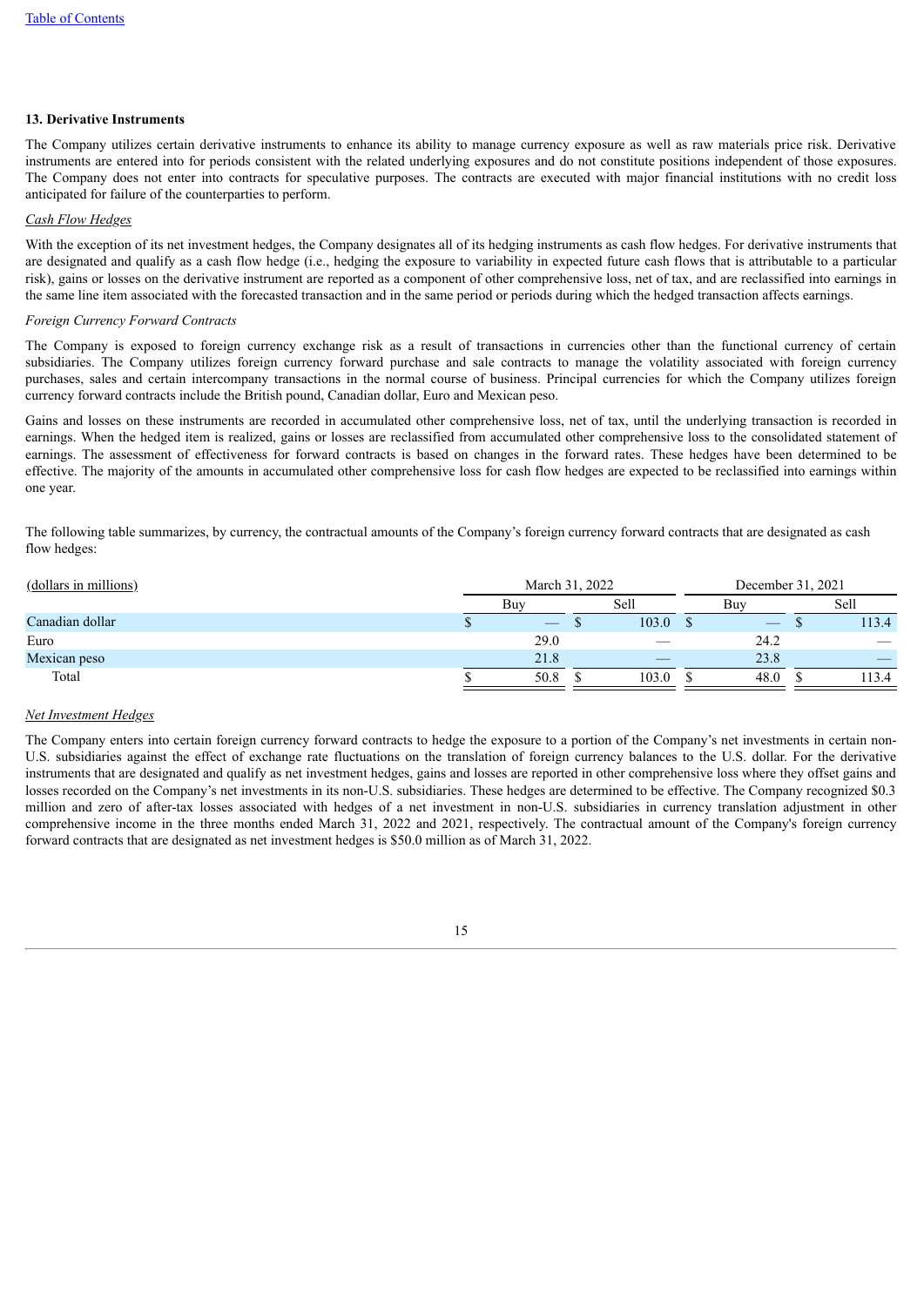Table of Contents

## 13. Derivative Instruments

The Company utilizes certain derivative instruments to enhance its ability to manage currency exposure as well as raw materials price risk. Derivative instruments are entered into for periods consistent with the related underlying exposures and do not constitute positions independent of those exposures. The Company does not enter into contracts for speculative purposes. The contracts are executed with major financial institutions with no credit loss anticipated for failure of the counterparties to perform.

*Cash Flow Hedges*

With the exception of its net investment hedges, the Company designates all of its hedging instruments as cash flow hedges. For derivative instruments that are designated and qualify as a cash flow hedge (i.e., hedging the exposure to variability in expected future cash flows that is attributable to a particular risk), gains or losses on the derivative instrument are reported as a component of other comprehensive loss, net of tax, and are reclassified into earnings in the same line item associated with the forecasted transaction and in the same period or periods during which the hedged transaction affects earnings.

*Foreign Currency Forward Contracts*

The Company is exposed to foreign currency exchange risk as a result of transactions in currencies other than the functional currency of certain subsidiaries. The Company utilizes foreign currency forward purchase and sale contracts to manage the volatility associated with foreign currency purchases, sales and certain intercompany transactions in the normal course of business. Principal currencies for which the Company utilizes foreign currency forward contracts include the British pound, Canadian dollar, Euro and Mexican peso.

Gains and losses on these instruments are recorded in accumulated other comprehensive loss, net of tax, until the underlying transaction is recorded in earnings. When the hedged item is realized, gains or losses are reclassified from accumulated other comprehensive loss to the consolidated statement of earnings. The assessment of effectiveness for forward contracts is based on changes in the forward rates. These hedges have been determined to be effective. The majority of the amounts in accumulated other comprehensive loss for cash flow hedges are expected to be reclassified into earnings within one year.

The following table summarizes, by currency, the contractual amounts of the Company's foreign currency forward contracts that are designated as cash flow hedges:

| (dollars in millions) | March 31, 2022 | | December 31, 2021 | |
|---|---|---|---|---|
| | Buy | Sell | Buy | Sell |
| Canadian dollar | $ — | $ 103.0 | $ — | $ 113.4 |
| Euro | 29.0 | — | 24.2 | — |
| Mexican peso | 21.8 | — | 23.8 | — |
| Total | $ 50.8 | $ 103.0 | $ 48.0 | $ 113.4 |

*Net Investment Hedges*

The Company enters into certain foreign currency forward contracts to hedge the exposure to a portion of the Company's net investments in certain non-U.S. subsidiaries against the effect of exchange rate fluctuations on the translation of foreign currency balances to the U.S. dollar. For the derivative instruments that are designated and qualify as net investment hedges, gains and losses are reported in other comprehensive loss where they offset gains and losses recorded on the Company's net investments in its non-U.S. subsidiaries. These hedges are determined to be effective. The Company recognized $0.3 million and zero of after-tax losses associated with hedges of a net investment in non-U.S. subsidiaries in currency translation adjustment in other comprehensive income in the three months ended March 31, 2022 and 2021, respectively. The contractual amount of the Company's foreign currency forward contracts that are designated as net investment hedges is $50.0 million as of March 31, 2022.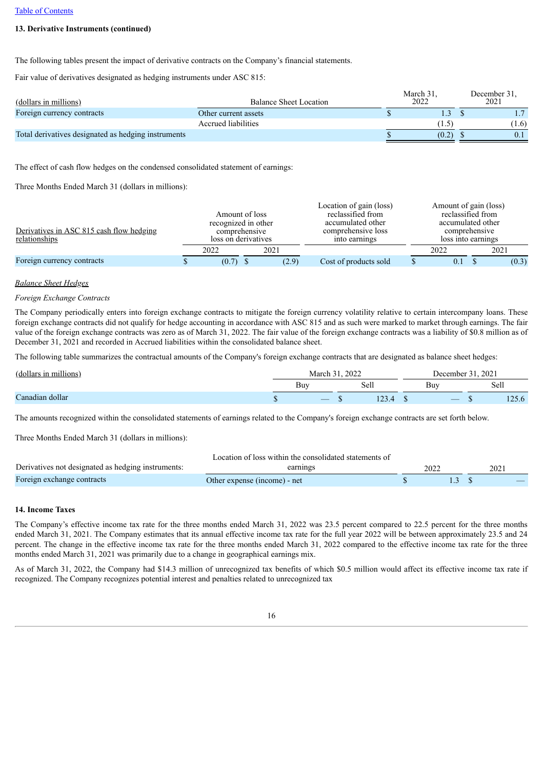**13. Derivative Instruments (continued)**

The following tables present the impact of derivative contracts on the Company's financial statements.

Fair value of derivatives designated as hedging instruments under ASC 815:

| (dollars in millions) | Balance Sheet Location | March 31, 2022 | December 31, 2021 |
|---|---|---|---|
| Foreign currency contracts | Other current assets | $ 1.3 | $ 1.7 |
| | Accrued liabilities | (1.5) | (1.6) |
| Total derivatives designated as hedging instruments | | $ (0.2) | $ 0.1 |

The effect of cash flow hedges on the condensed consolidated statement of earnings:

Three Months Ended March 31 (dollars in millions):

| Derivatives in ASC 815 cash flow hedging relationships | Amount of loss recognized in other comprehensive loss on derivatives | | Location of gain (loss) reclassified from accumulated other comprehensive loss into earnings | Amount of gain (loss) reclassified from accumulated other comprehensive loss into earnings | |
|---|---|---|---|---|---|
| | 2022 | 2021 | | 2022 | 2021 |
| Foreign currency contracts | $ (0.7) | $ (2.9) | Cost of products sold | $ 0.1 | $ (0.3) |

*Balance Sheet Hedges*

*Foreign Exchange Contracts*

The Company periodically enters into foreign exchange contracts to mitigate the foreign currency volatility relative to certain intercompany loans. These foreign exchange contracts did not qualify for hedge accounting in accordance with ASC 815 and as such were marked to market through earnings. The fair value of the foreign exchange contracts was zero as of March 31, 2022. The fair value of the foreign exchange contracts was a liability of $0.8 million as of December 31, 2021 and recorded in Accrued liabilities within the consolidated balance sheet.

The following table summarizes the contractual amounts of the Company's foreign exchange contracts that are designated as balance sheet hedges:

| (dollars in millions) | March 31, 2022 | | December 31, 2021 | |
|---|---|---|---|---|
| | Buy | Sell | Buy | Sell |
| Canadian dollar | $ — | $ 123.4 | $ — | $ 125.6 |

The amounts recognized within the consolidated statements of earnings related to the Company's foreign exchange contracts are set forth below.

Three Months Ended March 31 (dollars in millions):

| Derivatives not designated as hedging instruments: | Location of loss within the consolidated statements of earnings | 2022 | 2021 |
|---|---|---|---|
| Foreign exchange contracts | Other expense (income) - net | $ 1.3 | $ — |

**14. Income Taxes**

The Company's effective income tax rate for the three months ended March 31, 2022 was 23.5 percent compared to 22.5 percent for the three months ended March 31, 2021. The Company estimates that its annual effective income tax rate for the full year 2022 will be between approximately 23.5 and 24 percent. The change in the effective income tax rate for the three months ended March 31, 2022 compared to the effective income tax rate for the three months ended March 31, 2021 was primarily due to a change in geographical earnings mix.

As of March 31, 2022, the Company had $14.3 million of unrecognized tax benefits of which $0.5 million would affect its effective income tax rate if recognized. The Company recognizes potential interest and penalties related to unrecognized tax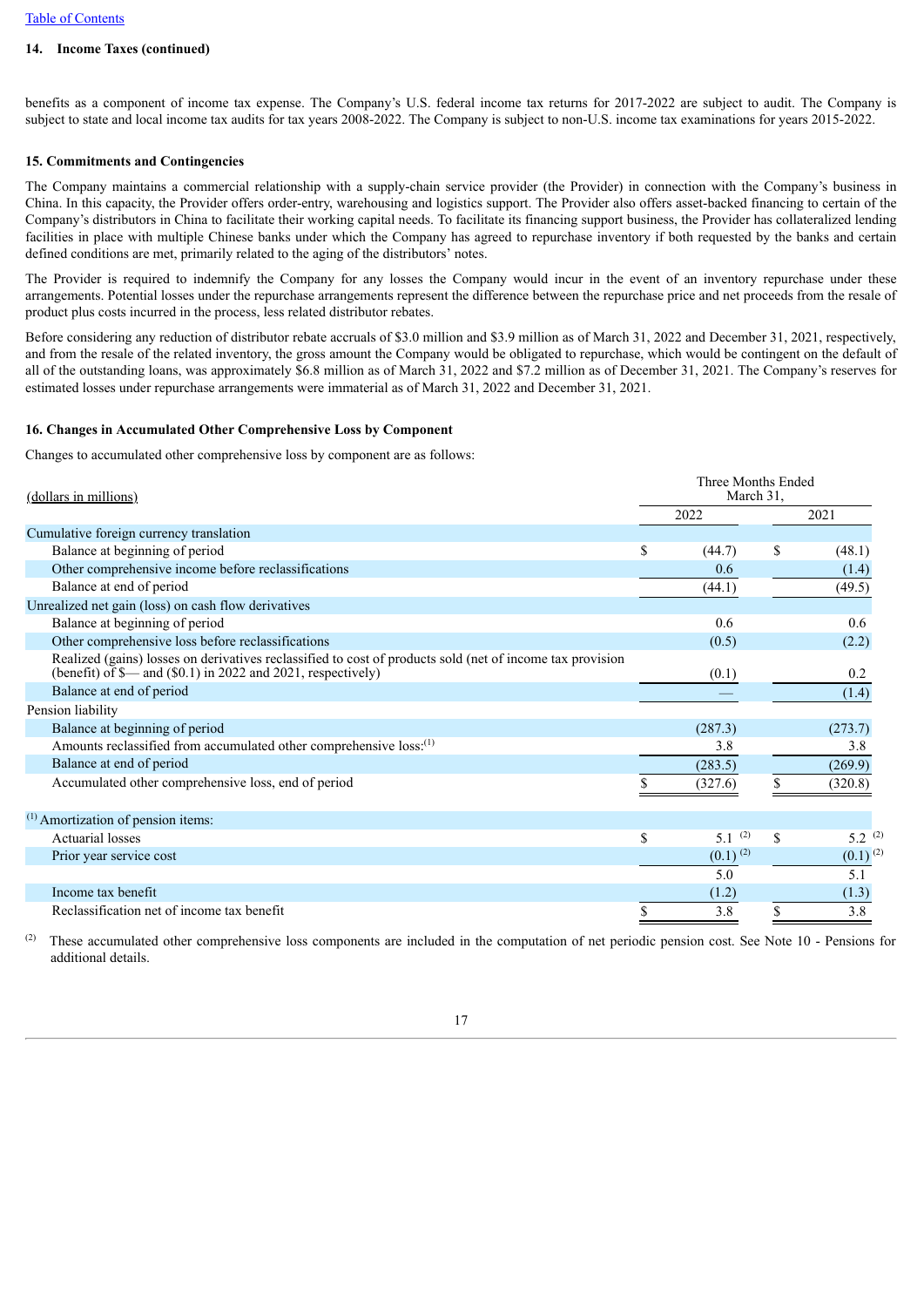**14. Income Taxes (continued)**

benefits as a component of income tax expense. The Company's U.S. federal income tax returns for 2017-2022 are subject to audit. The Company is subject to state and local income tax audits for tax years 2008-2022. The Company is subject to non-U.S. income tax examinations for years 2015-2022.

**15. Commitments and Contingencies**

The Company maintains a commercial relationship with a supply-chain service provider (the Provider) in connection with the Company's business in China. In this capacity, the Provider offers order-entry, warehousing and logistics support. The Provider also offers asset-backed financing to certain of the Company's distributors in China to facilitate their working capital needs. To facilitate its financing support business, the Provider has collateralized lending facilities in place with multiple Chinese banks under which the Company has agreed to repurchase inventory if both requested by the banks and certain defined conditions are met, primarily related to the aging of the distributors' notes.

The Provider is required to indemnify the Company for any losses the Company would incur in the event of an inventory repurchase under these arrangements. Potential losses under the repurchase arrangements represent the difference between the repurchase price and net proceeds from the resale of product plus costs incurred in the process, less related distributor rebates.

Before considering any reduction of distributor rebate accruals of $3.0 million and $3.9 million as of March 31, 2022 and December 31, 2021, respectively, and from the resale of the related inventory, the gross amount the Company would be obligated to repurchase, which would be contingent on the default of all of the outstanding loans, was approximately $6.8 million as of March 31, 2022 and $7.2 million as of December 31, 2021. The Company's reserves for estimated losses under repurchase arrangements were immaterial as of March 31, 2022 and December 31, 2021.

**16. Changes in Accumulated Other Comprehensive Loss by Component**

Changes to accumulated other comprehensive loss by component are as follows:

| (dollars in millions) | Three Months Ended March 31, | |
|---|---|---|
| | 2022 | 2021 |
| Cumulative foreign currency translation | | |
| Balance at beginning of period | $ (44.7) | $ (48.1) |
| Other comprehensive income before reclassifications | 0.6 | (1.4) |
| Balance at end of period | (44.1) | (49.5) |
| Unrealized net gain (loss) on cash flow derivatives | | |
| Balance at beginning of period | 0.6 | 0.6 |
| Other comprehensive loss before reclassifications | (0.5) | (2.2) |
| Realized (gains) losses on derivatives reclassified to cost of products sold (net of income tax provision (benefit) of $— and ($0.1) in 2022 and 2021, respectively) | (0.1) | 0.2 |
| Balance at end of period | — | (1.4) |
| Pension liability | | |
| Balance at beginning of period | (287.3) | (273.7) |
| Amounts reclassified from accumulated other comprehensive loss:[1] | 3.8 | 3.8 |
| Balance at end of period | (283.5) | (269.9) |
| Accumulated other comprehensive loss, end of period | $ (327.6) | $ (320.8) |
| [1] Amortization of pension items: | | |
| Actuarial losses | $ 5.1 [2] | $ 5.2 [2] |
| Prior year service cost | (0.1) [2] | (0.1) [2] |
| | 5.0 | 5.1 |
| Income tax benefit | (1.2) | (1.3) |
| Reclassification net of income tax benefit | $ 3.8 | $ 3.8 |

[2] These accumulated other comprehensive loss components are included in the computation of net periodic pension cost. See Note 10 - Pensions for additional details.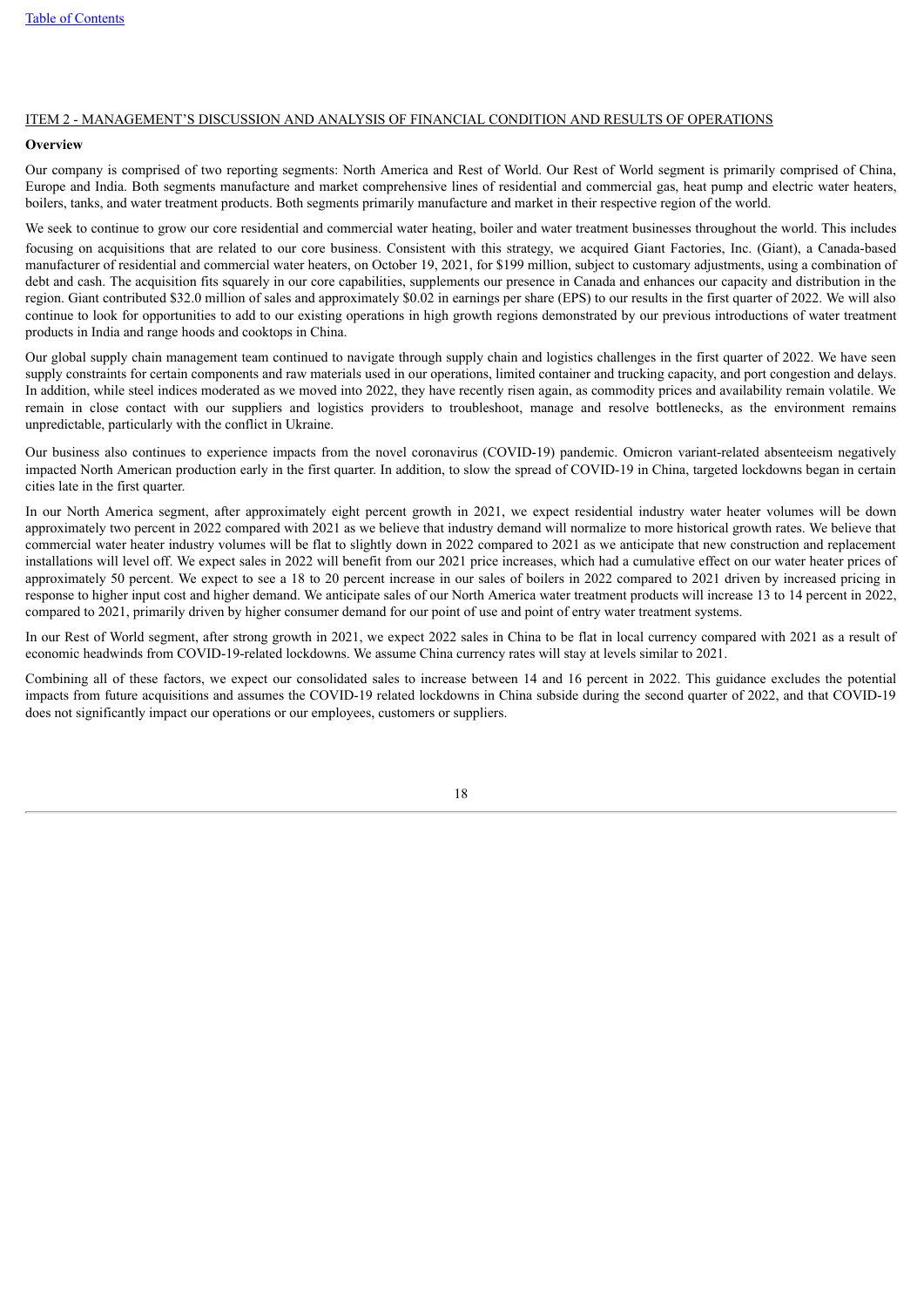[Table of Contents](#)

## ITEM 2 - MANAGEMENT'S DISCUSSION AND ANALYSIS OF FINANCIAL CONDITION AND RESULTS OF OPERATIONS

**Overview**

Our company is comprised of two reporting segments: North America and Rest of World. Our Rest of World segment is primarily comprised of China, Europe and India. Both segments manufacture and market comprehensive lines of residential and commercial gas, heat pump and electric water heaters, boilers, tanks, and water treatment products. Both segments primarily manufacture and market in their respective region of the world.

We seek to continue to grow our core residential and commercial water heating, boiler and water treatment businesses throughout the world. This includes focusing on acquisitions that are related to our core business. Consistent with this strategy, we acquired Giant Factories, Inc. (Giant), a Canada-based manufacturer of residential and commercial water heaters, on October 19, 2021, for $199 million, subject to customary adjustments, using a combination of debt and cash. The acquisition fits squarely in our core capabilities, supplements our presence in Canada and enhances our capacity and distribution in the region. Giant contributed $32.0 million of sales and approximately $0.02 in earnings per share (EPS) to our results in the first quarter of 2022. We will also continue to look for opportunities to add to our existing operations in high growth regions demonstrated by our previous introductions of water treatment products in India and range hoods and cooktops in China.

Our global supply chain management team continued to navigate through supply chain and logistics challenges in the first quarter of 2022. We have seen supply constraints for certain components and raw materials used in our operations, limited container and trucking capacity, and port congestion and delays. In addition, while steel indices moderated as we moved into 2022, they have recently risen again, as commodity prices and availability remain volatile. We remain in close contact with our suppliers and logistics providers to troubleshoot, manage and resolve bottlenecks, as the environment remains unpredictable, particularly with the conflict in Ukraine.

Our business also continues to experience impacts from the novel coronavirus (COVID-19) pandemic. Omicron variant-related absenteeism negatively impacted North American production early in the first quarter. In addition, to slow the spread of COVID-19 in China, targeted lockdowns began in certain cities late in the first quarter.

In our North America segment, after approximately eight percent growth in 2021, we expect residential industry water heater volumes will be down approximately two percent in 2022 compared with 2021 as we believe that industry demand will normalize to more historical growth rates. We believe that commercial water heater industry volumes will be flat to slightly down in 2022 compared to 2021 as we anticipate that new construction and replacement installations will level off. We expect sales in 2022 will benefit from our 2021 price increases, which had a cumulative effect on our water heater prices of approximately 50 percent. We expect to see a 18 to 20 percent increase in our sales of boilers in 2022 compared to 2021 driven by increased pricing in response to higher input cost and higher demand. We anticipate sales of our North America water treatment products will increase 13 to 14 percent in 2022, compared to 2021, primarily driven by higher consumer demand for our point of use and point of entry water treatment systems.

In our Rest of World segment, after strong growth in 2021, we expect 2022 sales in China to be flat in local currency compared with 2021 as a result of economic headwinds from COVID-19-related lockdowns. We assume China currency rates will stay at levels similar to 2021.

Combining all of these factors, we expect our consolidated sales to increase between 14 and 16 percent in 2022. This guidance excludes the potential impacts from future acquisitions and assumes the COVID-19 related lockdowns in China subside during the second quarter of 2022, and that COVID-19 does not significantly impact our operations or our employees, customers or suppliers.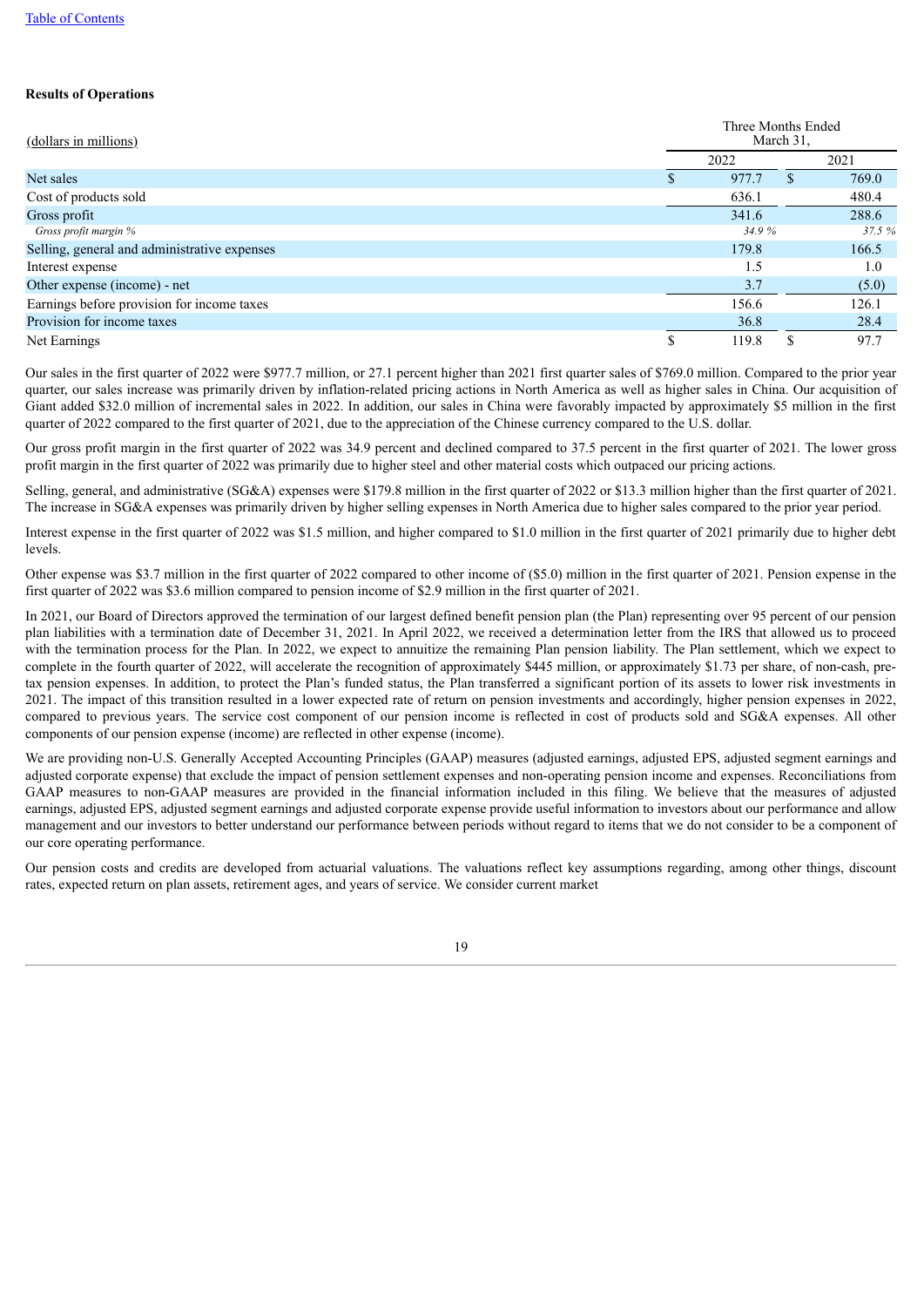[Table of Contents](#)

**Results of Operations**

| (dollars in millions) | Three Months Ended March 31, | |
|---|---|---|
| | 2022 | 2021 |
| Net sales | $ 977.7 | $ 769.0 |
| Cost of products sold | 636.1 | 480.4 |
| Gross profit | 341.6 | 288.6 |
| *Gross profit margin %* | *34.9 %* | *37.5 %* |
| Selling, general and administrative expenses | 179.8 | 166.5 |
| Interest expense | 1.5 | 1.0 |
| Other expense (income) - net | 3.7 | (5.0) |
| Earnings before provision for income taxes | 156.6 | 126.1 |
| Provision for income taxes | 36.8 | 28.4 |
| Net Earnings | $ 119.8 | $ 97.7 |

Our sales in the first quarter of 2022 were $977.7 million, or 27.1 percent higher than 2021 first quarter sales of $769.0 million. Compared to the prior year quarter, our sales increase was primarily driven by inflation-related pricing actions in North America as well as higher sales in China. Our acquisition of Giant added $32.0 million of incremental sales in 2022. In addition, our sales in China were favorably impacted by approximately $5 million in the first quarter of 2022 compared to the first quarter of 2021, due to the appreciation of the Chinese currency compared to the U.S. dollar.

Our gross profit margin in the first quarter of 2022 was 34.9 percent and declined compared to 37.5 percent in the first quarter of 2021. The lower gross profit margin in the first quarter of 2022 was primarily due to higher steel and other material costs which outpaced our pricing actions.

Selling, general, and administrative (SG&A) expenses were $179.8 million in the first quarter of 2022 or $13.3 million higher than the first quarter of 2021. The increase in SG&A expenses was primarily driven by higher selling expenses in North America due to higher sales compared to the prior year period.

Interest expense in the first quarter of 2022 was $1.5 million, and higher compared to $1.0 million in the first quarter of 2021 primarily due to higher debt levels.

Other expense was $3.7 million in the first quarter of 2022 compared to other income of ($5.0) million in the first quarter of 2021. Pension expense in the first quarter of 2022 was $3.6 million compared to pension income of $2.9 million in the first quarter of 2021.

In 2021, our Board of Directors approved the termination of our largest defined benefit pension plan (the Plan) representing over 95 percent of our pension plan liabilities with a termination date of December 31, 2021. In April 2022, we received a determination letter from the IRS that allowed us to proceed with the termination process for the Plan. In 2022, we expect to annuitize the remaining Plan pension liability. The Plan settlement, which we expect to complete in the fourth quarter of 2022, will accelerate the recognition of approximately $445 million, or approximately $1.73 per share, of non-cash, pre-tax pension expenses. In addition, to protect the Plan's funded status, the Plan transferred a significant portion of its assets to lower risk investments in 2021. The impact of this transition resulted in a lower expected rate of return on pension investments and accordingly, higher pension expenses in 2022, compared to previous years. The service cost component of our pension income is reflected in cost of products sold and SG&A expenses. All other components of our pension expense (income) are reflected in other expense (income).

We are providing non-U.S. Generally Accepted Accounting Principles (GAAP) measures (adjusted earnings, adjusted EPS, adjusted segment earnings and adjusted corporate expense) that exclude the impact of pension settlement expenses and non-operating pension income and expenses. Reconciliations from GAAP measures to non-GAAP measures are provided in the financial information included in this filing. We believe that the measures of adjusted earnings, adjusted EPS, adjusted segment earnings and adjusted corporate expense provide useful information to investors about our performance and allow management and our investors to better understand our performance between periods without regard to items that we do not consider to be a component of our core operating performance.

Our pension costs and credits are developed from actuarial valuations. The valuations reflect key assumptions regarding, among other things, discount rates, expected return on plan assets, retirement ages, and years of service. We consider current market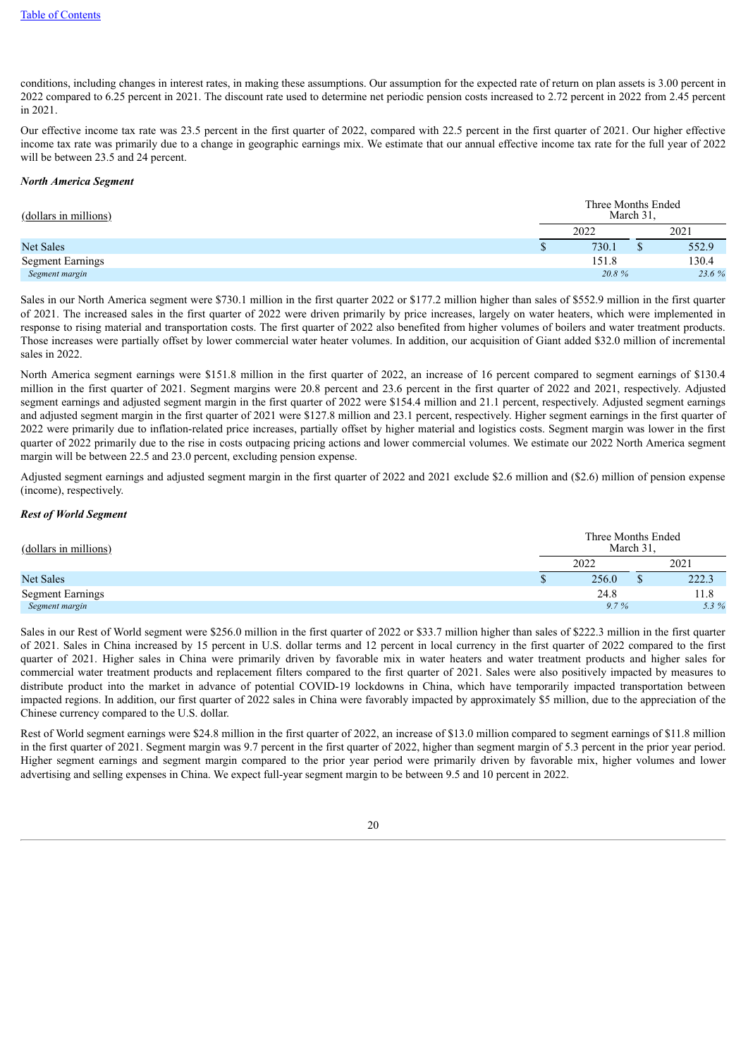conditions, including changes in interest rates, in making these assumptions. Our assumption for the expected rate of return on plan assets is 3.00 percent in 2022 compared to 6.25 percent in 2021. The discount rate used to determine net periodic pension costs increased to 2.72 percent in 2022 from 2.45 percent in 2021.

Our effective income tax rate was 23.5 percent in the first quarter of 2022, compared with 22.5 percent in the first quarter of 2021. Our higher effective income tax rate was primarily due to a change in geographic earnings mix. We estimate that our annual effective income tax rate for the full year of 2022 will be between 23.5 and 24 percent.

***North America Segment***

| (dollars in millions) | Three Months Ended March 31, | |
|---|---|---|
| | 2022 | 2021 |
| Net Sales | $ 730.1 | $ 552.9 |
| Segment Earnings | 151.8 | 130.4 |
| *Segment margin* | *20.8 %* | *23.6 %* |

Sales in our North America segment were $730.1 million in the first quarter 2022 or $177.2 million higher than sales of $552.9 million in the first quarter of 2021. The increased sales in the first quarter of 2022 were driven primarily by price increases, largely on water heaters, which were implemented in response to rising material and transportation costs. The first quarter of 2022 also benefited from higher volumes of boilers and water treatment products. Those increases were partially offset by lower commercial water heater volumes. In addition, our acquisition of Giant added $32.0 million of incremental sales in 2022.

North America segment earnings were $151.8 million in the first quarter of 2022, an increase of 16 percent compared to segment earnings of $130.4 million in the first quarter of 2021. Segment margins were 20.8 percent and 23.6 percent in the first quarter of 2022 and 2021, respectively. Adjusted segment earnings and adjusted segment margin in the first quarter of 2022 were $154.4 million and 21.1 percent, respectively. Adjusted segment earnings and adjusted segment margin in the first quarter of 2021 were $127.8 million and 23.1 percent, respectively. Higher segment earnings in the first quarter of 2022 were primarily due to inflation-related price increases, partially offset by higher material and logistics costs. Segment margin was lower in the first quarter of 2022 primarily due to the rise in costs outpacing pricing actions and lower commercial volumes. We estimate our 2022 North America segment margin will be between 22.5 and 23.0 percent, excluding pension expense.

Adjusted segment earnings and adjusted segment margin in the first quarter of 2022 and 2021 exclude $2.6 million and ($2.6) million of pension expense (income), respectively.

***Rest of World Segment***

| (dollars in millions) | Three Months Ended March 31, | |
|---|---|---|
| | 2022 | 2021 |
| Net Sales | $ 256.0 | $ 222.3 |
| Segment Earnings | 24.8 | 11.8 |
| *Segment margin* | *9.7 %* | *5.3 %* |

Sales in our Rest of World segment were $256.0 million in the first quarter of 2022 or $33.7 million higher than sales of $222.3 million in the first quarter of 2021. Sales in China increased by 15 percent in U.S. dollar terms and 12 percent in local currency in the first quarter of 2022 compared to the first quarter of 2021. Higher sales in China were primarily driven by favorable mix in water heaters and water treatment products and higher sales for commercial water treatment products and replacement filters compared to the first quarter of 2021. Sales were also positively impacted by measures to distribute product into the market in advance of potential COVID-19 lockdowns in China, which have temporarily impacted transportation between impacted regions. In addition, our first quarter of 2022 sales in China were favorably impacted by approximately $5 million, due to the appreciation of the Chinese currency compared to the U.S. dollar.

Rest of World segment earnings were $24.8 million in the first quarter of 2022, an increase of $13.0 million compared to segment earnings of $11.8 million in the first quarter of 2021. Segment margin was 9.7 percent in the first quarter of 2022, higher than segment margin of 5.3 percent in the prior year period. Higher segment earnings and segment margin compared to the prior year period were primarily driven by favorable mix, higher volumes and lower advertising and selling expenses in China. We expect full-year segment margin to be between 9.5 and 10 percent in 2022.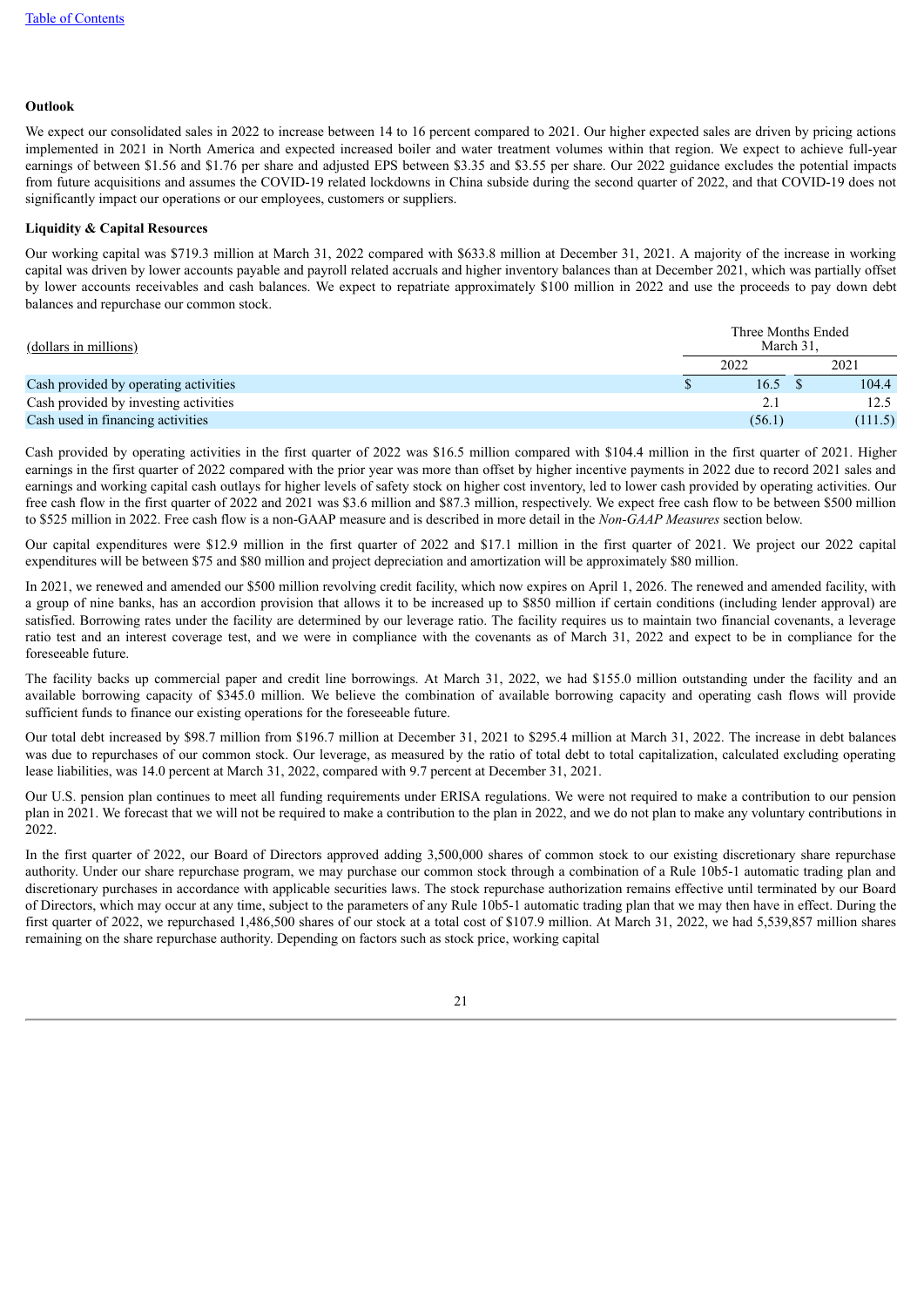**Outlook**

We expect our consolidated sales in 2022 to increase between 14 to 16 percent compared to 2021. Our higher expected sales are driven by pricing actions implemented in 2021 in North America and expected increased boiler and water treatment volumes within that region. We expect to achieve full-year earnings of between $1.56 and $1.76 per share and adjusted EPS between $3.35 and $3.55 per share. Our 2022 guidance excludes the potential impacts from future acquisitions and assumes the COVID-19 related lockdowns in China subside during the second quarter of 2022, and that COVID-19 does not significantly impact our operations or our employees, customers or suppliers.

**Liquidity & Capital Resources**

Our working capital was $719.3 million at March 31, 2022 compared with $633.8 million at December 31, 2021. A majority of the increase in working capital was driven by lower accounts payable and payroll related accruals and higher inventory balances than at December 2021, which was partially offset by lower accounts receivables and cash balances. We expect to repatriate approximately $100 million in 2022 and use the proceeds to pay down debt balances and repurchase our common stock.

| (dollars in millions) | Three Months Ended March 31, | |
|---|---|---|
| | 2022 | 2021 |
| Cash provided by operating activities | $ 16.5 | $ 104.4 |
| Cash provided by investing activities | 2.1 | 12.5 |
| Cash used in financing activities | (56.1) | (111.5) |

Cash provided by operating activities in the first quarter of 2022 was $16.5 million compared with $104.4 million in the first quarter of 2021. Higher earnings in the first quarter of 2022 compared with the prior year was more than offset by higher incentive payments in 2022 due to record 2021 sales and earnings and working capital cash outlays for higher levels of safety stock on higher cost inventory, led to lower cash provided by operating activities. Our free cash flow in the first quarter of 2022 and 2021 was $3.6 million and $87.3 million, respectively. We expect free cash flow to be between $500 million to $525 million in 2022. Free cash flow is a non-GAAP measure and is described in more detail in the *Non-GAAP Measures* section below.

Our capital expenditures were $12.9 million in the first quarter of 2022 and $17.1 million in the first quarter of 2021. We project our 2022 capital expenditures will be between $75 and $80 million and project depreciation and amortization will be approximately $80 million.

In 2021, we renewed and amended our $500 million revolving credit facility, which now expires on April 1, 2026. The renewed and amended facility, with a group of nine banks, has an accordion provision that allows it to be increased up to $850 million if certain conditions (including lender approval) are satisfied. Borrowing rates under the facility are determined by our leverage ratio. The facility requires us to maintain two financial covenants, a leverage ratio test and an interest coverage test, and we were in compliance with the covenants as of March 31, 2022 and expect to be in compliance for the foreseeable future.

The facility backs up commercial paper and credit line borrowings. At March 31, 2022, we had $155.0 million outstanding under the facility and an available borrowing capacity of $345.0 million. We believe the combination of available borrowing capacity and operating cash flows will provide sufficient funds to finance our existing operations for the foreseeable future.

Our total debt increased by $98.7 million from $196.7 million at December 31, 2021 to $295.4 million at March 31, 2022. The increase in debt balances was due to repurchases of our common stock. Our leverage, as measured by the ratio of total debt to total capitalization, calculated excluding operating lease liabilities, was 14.0 percent at March 31, 2022, compared with 9.7 percent at December 31, 2021.

Our U.S. pension plan continues to meet all funding requirements under ERISA regulations. We were not required to make a contribution to our pension plan in 2021. We forecast that we will not be required to make a contribution to the plan in 2022, and we do not plan to make any voluntary contributions in 2022.

In the first quarter of 2022, our Board of Directors approved adding 3,500,000 shares of common stock to our existing discretionary share repurchase authority. Under our share repurchase program, we may purchase our common stock through a combination of a Rule 10b5-1 automatic trading plan and discretionary purchases in accordance with applicable securities laws. The stock repurchase authorization remains effective until terminated by our Board of Directors, which may occur at any time, subject to the parameters of any Rule 10b5-1 automatic trading plan that we may then have in effect. During the first quarter of 2022, we repurchased 1,486,500 shares of our stock at a total cost of $107.9 million. At March 31, 2022, we had 5,539,857 million shares remaining on the share repurchase authority. Depending on factors such as stock price, working capital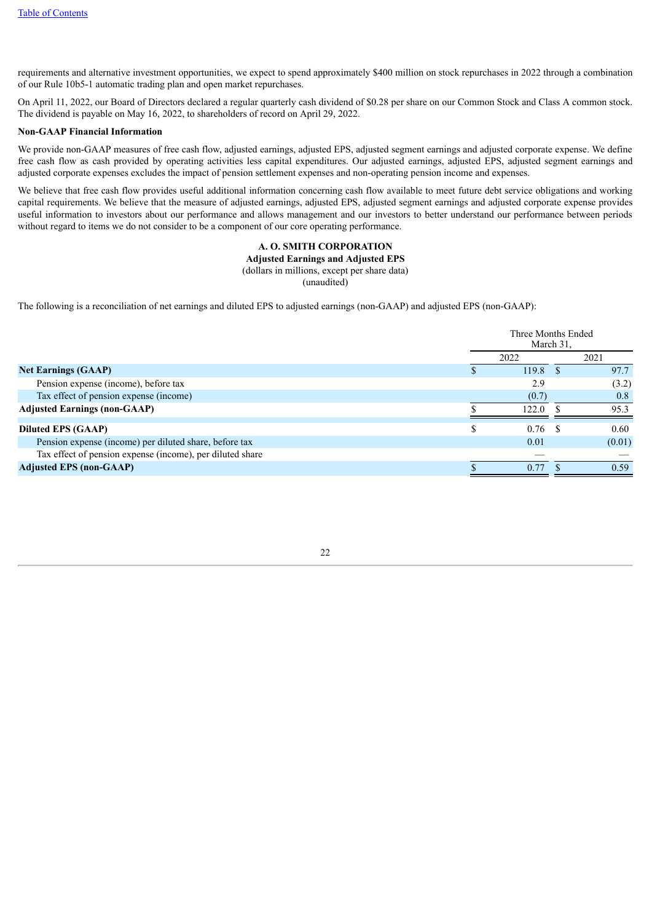requirements and alternative investment opportunities, we expect to spend approximately $400 million on stock repurchases in 2022 through a combination of our Rule 10b5-1 automatic trading plan and open market repurchases.

On April 11, 2022, our Board of Directors declared a regular quarterly cash dividend of $0.28 per share on our Common Stock and Class A common stock. The dividend is payable on May 16, 2022, to shareholders of record on April 29, 2022.

**Non-GAAP Financial Information**

We provide non-GAAP measures of free cash flow, adjusted earnings, adjusted EPS, adjusted segment earnings and adjusted corporate expense. We define free cash flow as cash provided by operating activities less capital expenditures. Our adjusted earnings, adjusted EPS, adjusted segment earnings and adjusted corporate expenses excludes the impact of pension settlement expenses and non-operating pension income and expenses.

We believe that free cash flow provides useful additional information concerning cash flow available to meet future debt service obligations and working capital requirements. We believe that the measure of adjusted earnings, adjusted EPS, adjusted segment earnings and adjusted corporate expense provides useful information to investors about our performance and allows management and our investors to better understand our performance between periods without regard to items we do not consider to be a component of our core operating performance.

**A. O. SMITH CORPORATION**
**Adjusted Earnings and Adjusted EPS**
(dollars in millions, except per share data)
(unaudited)

The following is a reconciliation of net earnings and diluted EPS to adjusted earnings (non-GAAP) and adjusted EPS (non-GAAP):

| | Three Months Ended March 31, | |
|---|---|---|
| | 2022 | 2021 |
| **Net Earnings (GAAP)** | $ 119.8 | $ 97.7 |
| Pension expense (income), before tax | 2.9 | (3.2) |
| Tax effect of pension expense (income) | (0.7) | 0.8 |
| **Adjusted Earnings (non-GAAP)** | $ 122.0 | $ 95.3 |
| **Diluted EPS (GAAP)** | $ 0.76 | $ 0.60 |
| Pension expense (income) per diluted share, before tax | 0.01 | (0.01) |
| Tax effect of pension expense (income), per diluted share | — | — |
| **Adjusted EPS (non-GAAP)** | $ 0.77 | $ 0.59 |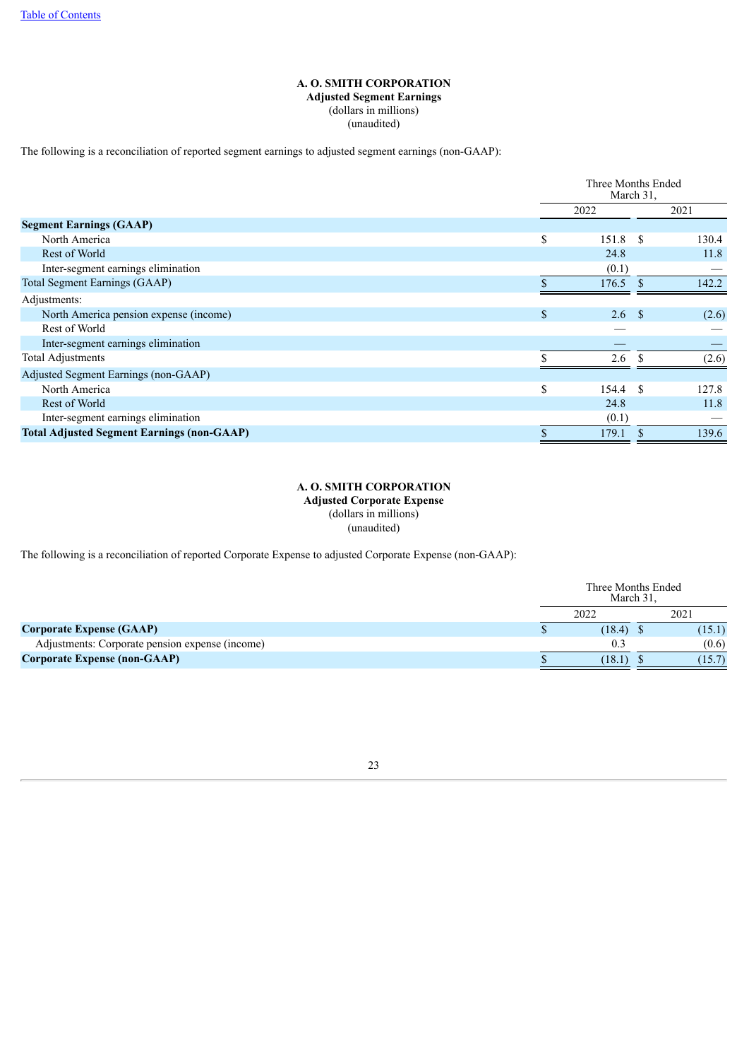**A. O. SMITH CORPORATION**
**Adjusted Segment Earnings**
(dollars in millions)
(unaudited)

The following is a reconciliation of reported segment earnings to adjusted segment earnings (non-GAAP):

| | Three Months Ended March 31, | |
|---|---|---|
| | 2022 | 2021 |
| **Segment Earnings (GAAP)** | | |
| North America | $ 151.8 | $ 130.4 |
| Rest of World | 24.8 | 11.8 |
| Inter-segment earnings elimination | (0.1) | — |
| Total Segment Earnings (GAAP) | $ 176.5 | $ 142.2 |
| Adjustments: | | |
| North America pension expense (income) | $ 2.6 | $ (2.6) |
| Rest of World | — | — |
| Inter-segment earnings elimination | — | — |
| Total Adjustments | $ 2.6 | $ (2.6) |
| Adjusted Segment Earnings (non-GAAP) | | |
| North America | $ 154.4 | $ 127.8 |
| Rest of World | 24.8 | 11.8 |
| Inter-segment earnings elimination | (0.1) | — |
| **Total Adjusted Segment Earnings (non-GAAP)** | $ 179.1 | $ 139.6 |

**A. O. SMITH CORPORATION**
**Adjusted Corporate Expense**
(dollars in millions)
(unaudited)

The following is a reconciliation of reported Corporate Expense to adjusted Corporate Expense (non-GAAP):

| | Three Months Ended March 31, | |
|---|---|---|
| | 2022 | 2021 |
| **Corporate Expense (GAAP)** | $ (18.4) | $ (15.1) |
| Adjustments: Corporate pension expense (income) | 0.3 | (0.6) |
| **Corporate Expense (non-GAAP)** | $ (18.1) | $ (15.7) |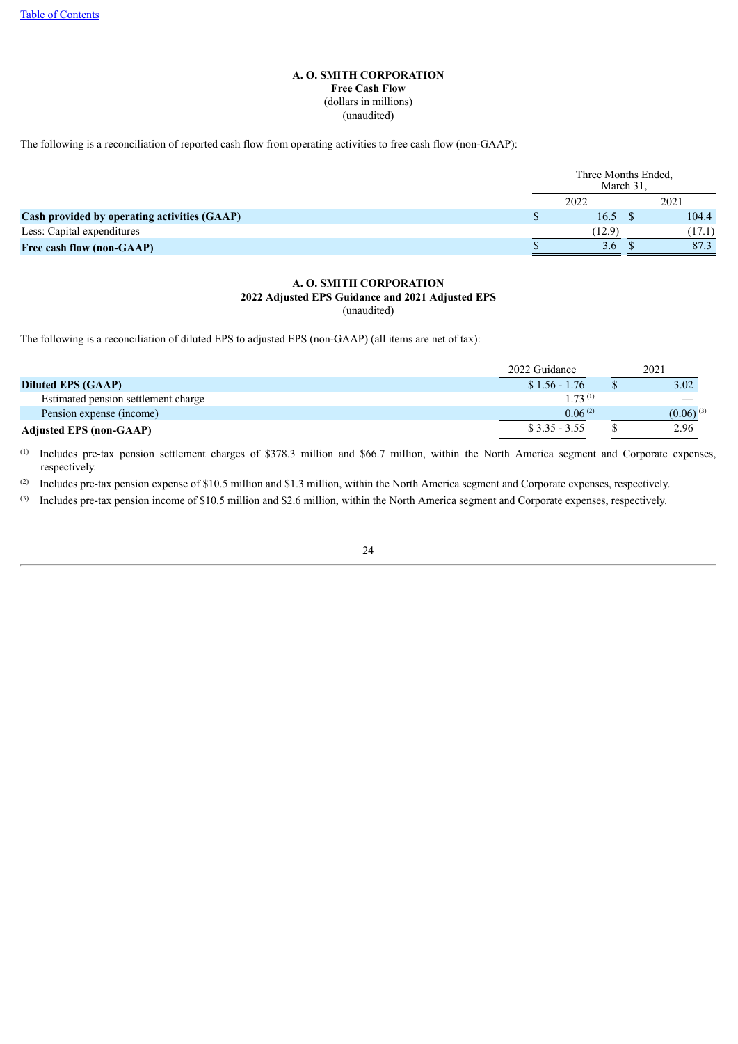**A. O. SMITH CORPORATION**
**Free Cash Flow**
(dollars in millions)
(unaudited)

The following is a reconciliation of reported cash flow from operating activities to free cash flow (non-GAAP):

| | Three Months Ended, March 31, | |
|---|---|---|
| | 2022 | 2021 |
| **Cash provided by operating activities (GAAP)** | $ 16.5 | $ 104.4 |
| Less: Capital expenditures | (12.9) | (17.1) |
| **Free cash flow (non-GAAP)** | $ 3.6 | $ 87.3 |

**A. O. SMITH CORPORATION**
**2022 Adjusted EPS Guidance and 2021 Adjusted EPS**
(unaudited)

The following is a reconciliation of diluted EPS to adjusted EPS (non-GAAP) (all items are net of tax):

| | 2022 Guidance | 2021 |
|---|---|---|
| **Diluted EPS (GAAP)** | $ 1.56 - 1.76 | $ 3.02 |
| Estimated pension settlement charge | 1.73 [(1)] | — |
| Pension expense (income) | 0.06 [(2)] | (0.06) [(3)] |
| **Adjusted EPS (non-GAAP)** | $ 3.35 - 3.55 | $ 2.96 |

(1) Includes pre-tax pension settlement charges of $378.3 million and $66.7 million, within the North America segment and Corporate expenses, respectively.

(2) Includes pre-tax pension expense of $10.5 million and $1.3 million, within the North America segment and Corporate expenses, respectively.

(3) Includes pre-tax pension income of $10.5 million and $2.6 million, within the North America segment and Corporate expenses, respectively.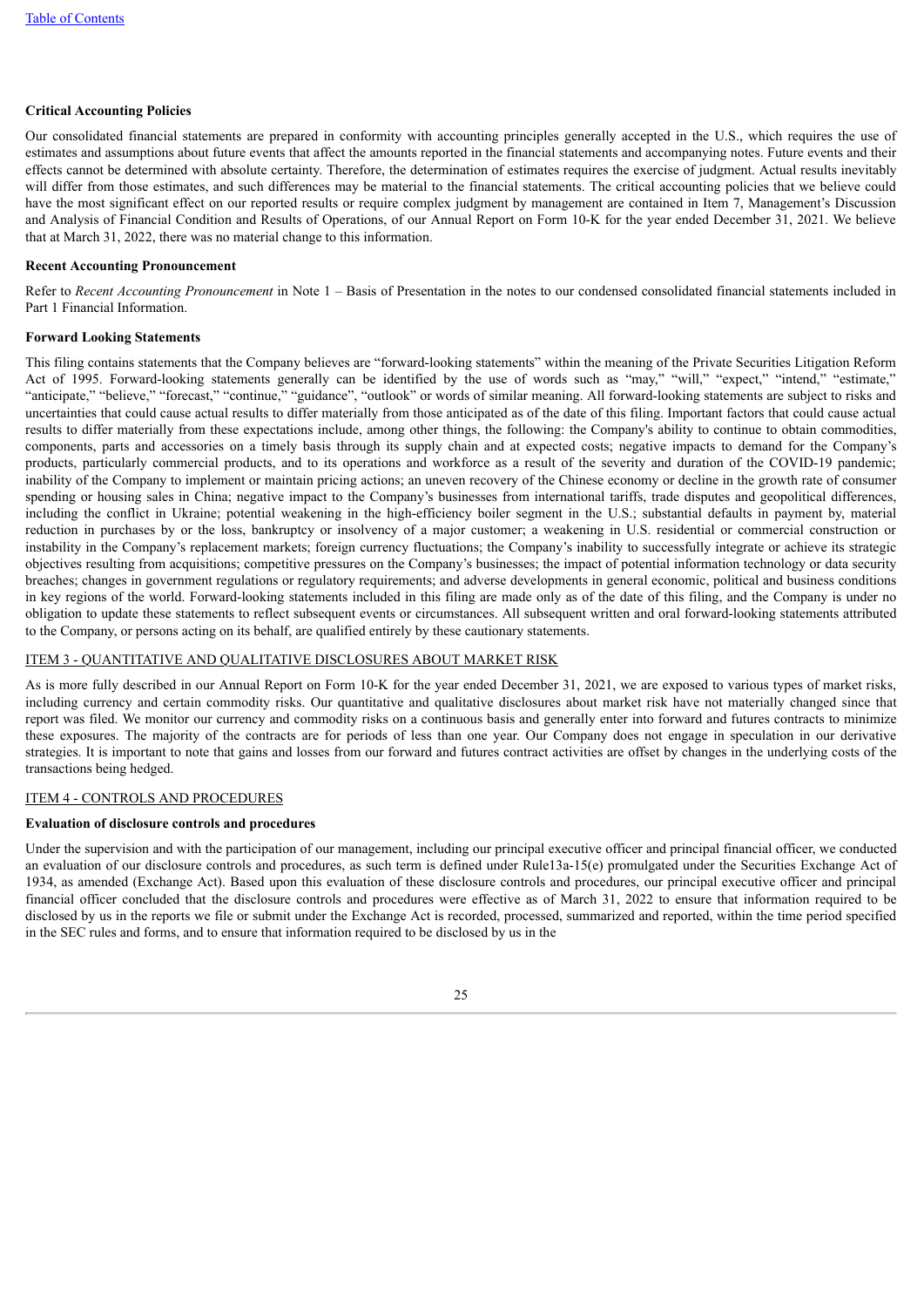**Critical Accounting Policies**

Our consolidated financial statements are prepared in conformity with accounting principles generally accepted in the U.S., which requires the use of estimates and assumptions about future events that affect the amounts reported in the financial statements and accompanying notes. Future events and their effects cannot be determined with absolute certainty. Therefore, the determination of estimates requires the exercise of judgment. Actual results inevitably will differ from those estimates, and such differences may be material to the financial statements. The critical accounting policies that we believe could have the most significant effect on our reported results or require complex judgment by management are contained in Item 7, Management's Discussion and Analysis of Financial Condition and Results of Operations, of our Annual Report on Form 10-K for the year ended December 31, 2021. We believe that at March 31, 2022, there was no material change to this information.

**Recent Accounting Pronouncement**

Refer to *Recent Accounting Pronouncement* in Note 1 – Basis of Presentation in the notes to our condensed consolidated financial statements included in Part 1 Financial Information.

**Forward Looking Statements**

This filing contains statements that the Company believes are "forward-looking statements" within the meaning of the Private Securities Litigation Reform Act of 1995. Forward-looking statements generally can be identified by the use of words such as "may," "will," "expect," "intend," "estimate," "anticipate," "believe," "forecast," "continue," "guidance", "outlook" or words of similar meaning. All forward-looking statements are subject to risks and uncertainties that could cause actual results to differ materially from those anticipated as of the date of this filing. Important factors that could cause actual results to differ materially from these expectations include, among other things, the following: the Company's ability to continue to obtain commodities, components, parts and accessories on a timely basis through its supply chain and at expected costs; negative impacts to demand for the Company's products, particularly commercial products, and to its operations and workforce as a result of the severity and duration of the COVID-19 pandemic; inability of the Company to implement or maintain pricing actions; an uneven recovery of the Chinese economy or decline in the growth rate of consumer spending or housing sales in China; negative impact to the Company's businesses from international tariffs, trade disputes and geopolitical differences, including the conflict in Ukraine; potential weakening in the high-efficiency boiler segment in the U.S.; substantial defaults in payment by, material reduction in purchases by or the loss, bankruptcy or insolvency of a major customer; a weakening in U.S. residential or commercial construction or instability in the Company's replacement markets; foreign currency fluctuations; the Company's inability to successfully integrate or achieve its strategic objectives resulting from acquisitions; competitive pressures on the Company's businesses; the impact of potential information technology or data security breaches; changes in government regulations or regulatory requirements; and adverse developments in general economic, political and business conditions in key regions of the world. Forward-looking statements included in this filing are made only as of the date of this filing, and the Company is under no obligation to update these statements to reflect subsequent events or circumstances. All subsequent written and oral forward-looking statements attributed to the Company, or persons acting on its behalf, are qualified entirely by these cautionary statements.

## ITEM 3 - QUANTITATIVE AND QUALITATIVE DISCLOSURES ABOUT MARKET RISK

As is more fully described in our Annual Report on Form 10-K for the year ended December 31, 2021, we are exposed to various types of market risks, including currency and certain commodity risks. Our quantitative and qualitative disclosures about market risk have not materially changed since that report was filed. We monitor our currency and commodity risks on a continuous basis and generally enter into forward and futures contracts to minimize these exposures. The majority of the contracts are for periods of less than one year. Our Company does not engage in speculation in our derivative strategies. It is important to note that gains and losses from our forward and futures contract activities are offset by changes in the underlying costs of the transactions being hedged.

## ITEM 4 - CONTROLS AND PROCEDURES

**Evaluation of disclosure controls and procedures**

Under the supervision and with the participation of our management, including our principal executive officer and principal financial officer, we conducted an evaluation of our disclosure controls and procedures, as such term is defined under Rule13a-15(e) promulgated under the Securities Exchange Act of 1934, as amended (Exchange Act). Based upon this evaluation of these disclosure controls and procedures, our principal executive officer and principal financial officer concluded that the disclosure controls and procedures were effective as of March 31, 2022 to ensure that information required to be disclosed by us in the reports we file or submit under the Exchange Act is recorded, processed, summarized and reported, within the time period specified in the SEC rules and forms, and to ensure that information required to be disclosed by us in the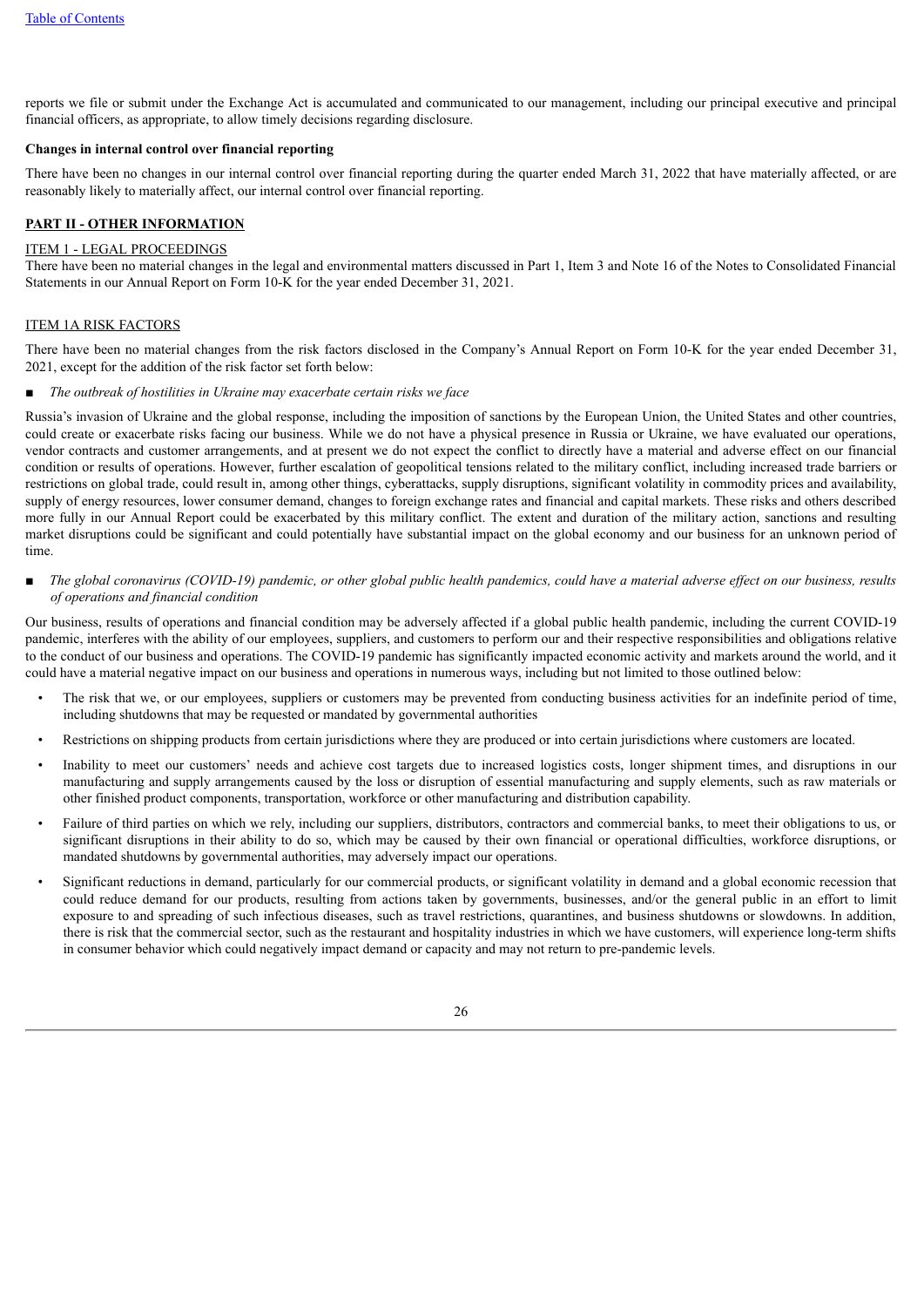reports we file or submit under the Exchange Act is accumulated and communicated to our management, including our principal executive and principal financial officers, as appropriate, to allow timely decisions regarding disclosure.

**Changes in internal control over financial reporting**

There have been no changes in our internal control over financial reporting during the quarter ended March 31, 2022 that have materially affected, or are reasonably likely to materially affect, our internal control over financial reporting.

## PART II - OTHER INFORMATION

### ITEM 1 - LEGAL PROCEEDINGS

There have been no material changes in the legal and environmental matters discussed in Part 1, Item 3 and Note 16 of the Notes to Consolidated Financial Statements in our Annual Report on Form 10-K for the year ended December 31, 2021.

### ITEM 1A RISK FACTORS

There have been no material changes from the risk factors disclosed in the Company's Annual Report on Form 10-K for the year ended December 31, 2021, except for the addition of the risk factor set forth below:

■ *The outbreak of hostilities in Ukraine may exacerbate certain risks we face*

Russia's invasion of Ukraine and the global response, including the imposition of sanctions by the European Union, the United States and other countries, could create or exacerbate risks facing our business. While we do not have a physical presence in Russia or Ukraine, we have evaluated our operations, vendor contracts and customer arrangements, and at present we do not expect the conflict to directly have a material and adverse effect on our financial condition or results of operations. However, further escalation of geopolitical tensions related to the military conflict, including increased trade barriers or restrictions on global trade, could result in, among other things, cyberattacks, supply disruptions, significant volatility in commodity prices and availability, supply of energy resources, lower consumer demand, changes to foreign exchange rates and financial and capital markets. These risks and others described more fully in our Annual Report could be exacerbated by this military conflict. The extent and duration of the military action, sanctions and resulting market disruptions could be significant and could potentially have substantial impact on the global economy and our business for an unknown period of time.

■ *The global coronavirus (COVID-19) pandemic, or other global public health pandemics, could have a material adverse effect on our business, results of operations and financial condition*

Our business, results of operations and financial condition may be adversely affected if a global public health pandemic, including the current COVID-19 pandemic, interferes with the ability of our employees, suppliers, and customers to perform our and their respective responsibilities and obligations relative to the conduct of our business and operations. The COVID-19 pandemic has significantly impacted economic activity and markets around the world, and it could have a material negative impact on our business and operations in numerous ways, including but not limited to those outlined below:

- The risk that we, or our employees, suppliers or customers may be prevented from conducting business activities for an indefinite period of time, including shutdowns that may be requested or mandated by governmental authorities
- Restrictions on shipping products from certain jurisdictions where they are produced or into certain jurisdictions where customers are located.
- Inability to meet our customers' needs and achieve cost targets due to increased logistics costs, longer shipment times, and disruptions in our manufacturing and supply arrangements caused by the loss or disruption of essential manufacturing and supply elements, such as raw materials or other finished product components, transportation, workforce or other manufacturing and distribution capability.
- Failure of third parties on which we rely, including our suppliers, distributors, contractors and commercial banks, to meet their obligations to us, or significant disruptions in their ability to do so, which may be caused by their own financial or operational difficulties, workforce disruptions, or mandated shutdowns by governmental authorities, may adversely impact our operations.
- Significant reductions in demand, particularly for our commercial products, or significant volatility in demand and a global economic recession that could reduce demand for our products, resulting from actions taken by governments, businesses, and/or the general public in an effort to limit exposure to and spreading of such infectious diseases, such as travel restrictions, quarantines, and business shutdowns or slowdowns. In addition, there is risk that the commercial sector, such as the restaurant and hospitality industries in which we have customers, will experience long-term shifts in consumer behavior which could negatively impact demand or capacity and may not return to pre-pandemic levels.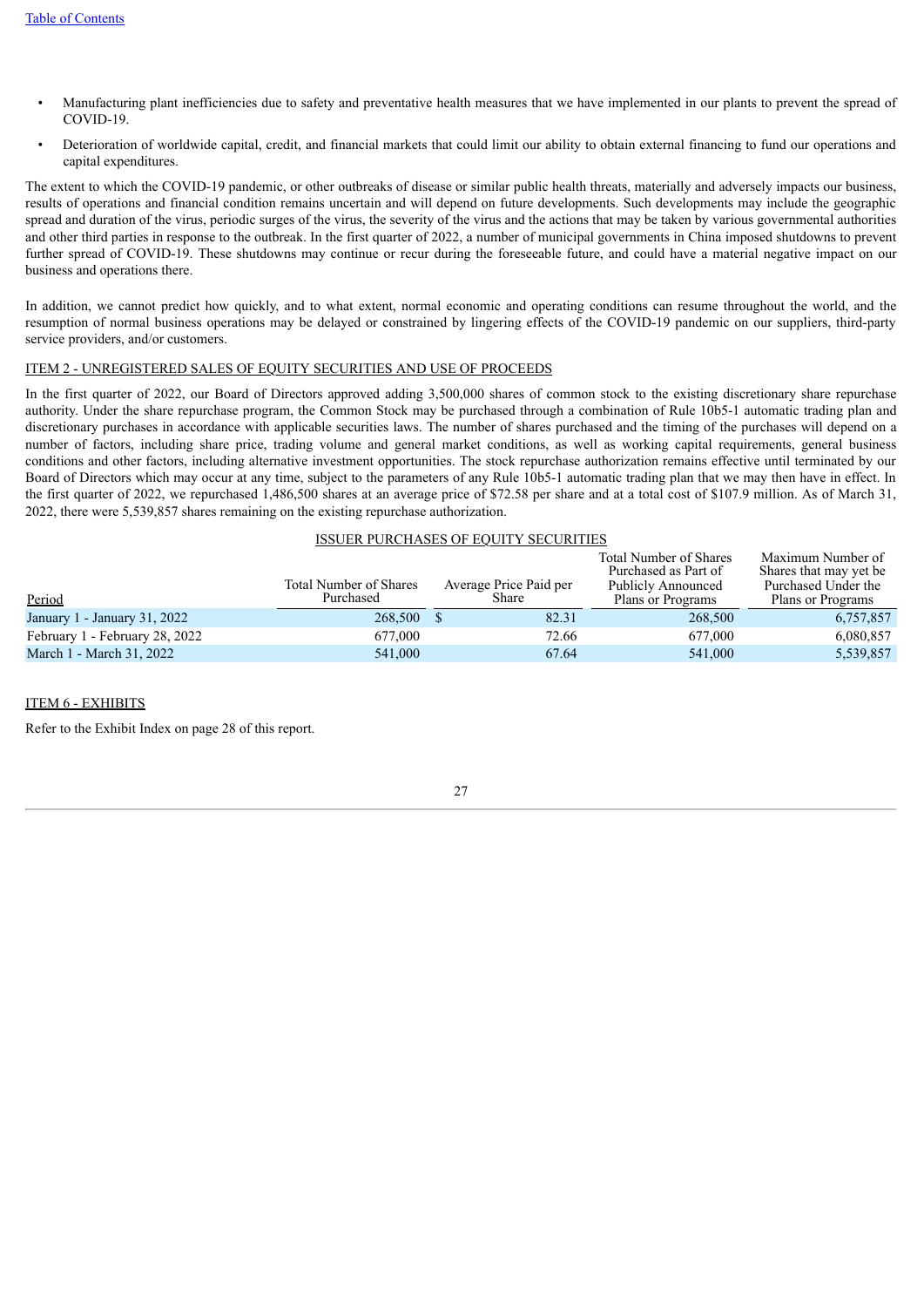- Manufacturing plant inefficiencies due to safety and preventative health measures that we have implemented in our plants to prevent the spread of COVID-19.
- Deterioration of worldwide capital, credit, and financial markets that could limit our ability to obtain external financing to fund our operations and capital expenditures.

The extent to which the COVID-19 pandemic, or other outbreaks of disease or similar public health threats, materially and adversely impacts our business, results of operations and financial condition remains uncertain and will depend on future developments. Such developments may include the geographic spread and duration of the virus, periodic surges of the virus, the severity of the virus and the actions that may be taken by various governmental authorities and other third parties in response to the outbreak. In the first quarter of 2022, a number of municipal governments in China imposed shutdowns to prevent further spread of COVID-19. These shutdowns may continue or recur during the foreseeable future, and could have a material negative impact on our business and operations there.

In addition, we cannot predict how quickly, and to what extent, normal economic and operating conditions can resume throughout the world, and the resumption of normal business operations may be delayed or constrained by lingering effects of the COVID-19 pandemic on our suppliers, third-party service providers, and/or customers.

## ITEM 2 - UNREGISTERED SALES OF EQUITY SECURITIES AND USE OF PROCEEDS

In the first quarter of 2022, our Board of Directors approved adding 3,500,000 shares of common stock to the existing discretionary share repurchase authority. Under the share repurchase program, the Common Stock may be purchased through a combination of Rule 10b5-1 automatic trading plan and discretionary purchases in accordance with applicable securities laws. The number of shares purchased and the timing of the purchases will depend on a number of factors, including share price, trading volume and general market conditions, as well as working capital requirements, general business conditions and other factors, including alternative investment opportunities. The stock repurchase authorization remains effective until terminated by our Board of Directors which may occur at any time, subject to the parameters of any Rule 10b5-1 automatic trading plan that we may then have in effect. In the first quarter of 2022, we repurchased 1,486,500 shares at an average price of $72.58 per share and at a total cost of $107.9 million. As of March 31, 2022, there were 5,539,857 shares remaining on the existing repurchase authorization.

ISSUER PURCHASES OF EQUITY SECURITIES

| Period | Total Number of Shares Purchased | Average Price Paid per Share | Total Number of Shares Purchased as Part of Publicly Announced Plans or Programs | Maximum Number of Shares that may yet be Purchased Under the Plans or Programs |
|---|---|---|---|---|
| January 1 - January 31, 2022 | 268,500 | $ 82.31 | 268,500 | 6,757,857 |
| February 1 - February 28, 2022 | 677,000 | 72.66 | 677,000 | 6,080,857 |
| March 1 - March 31, 2022 | 541,000 | 67.64 | 541,000 | 5,539,857 |

## ITEM 6 - EXHIBITS

Refer to the Exhibit Index on page 28 of this report.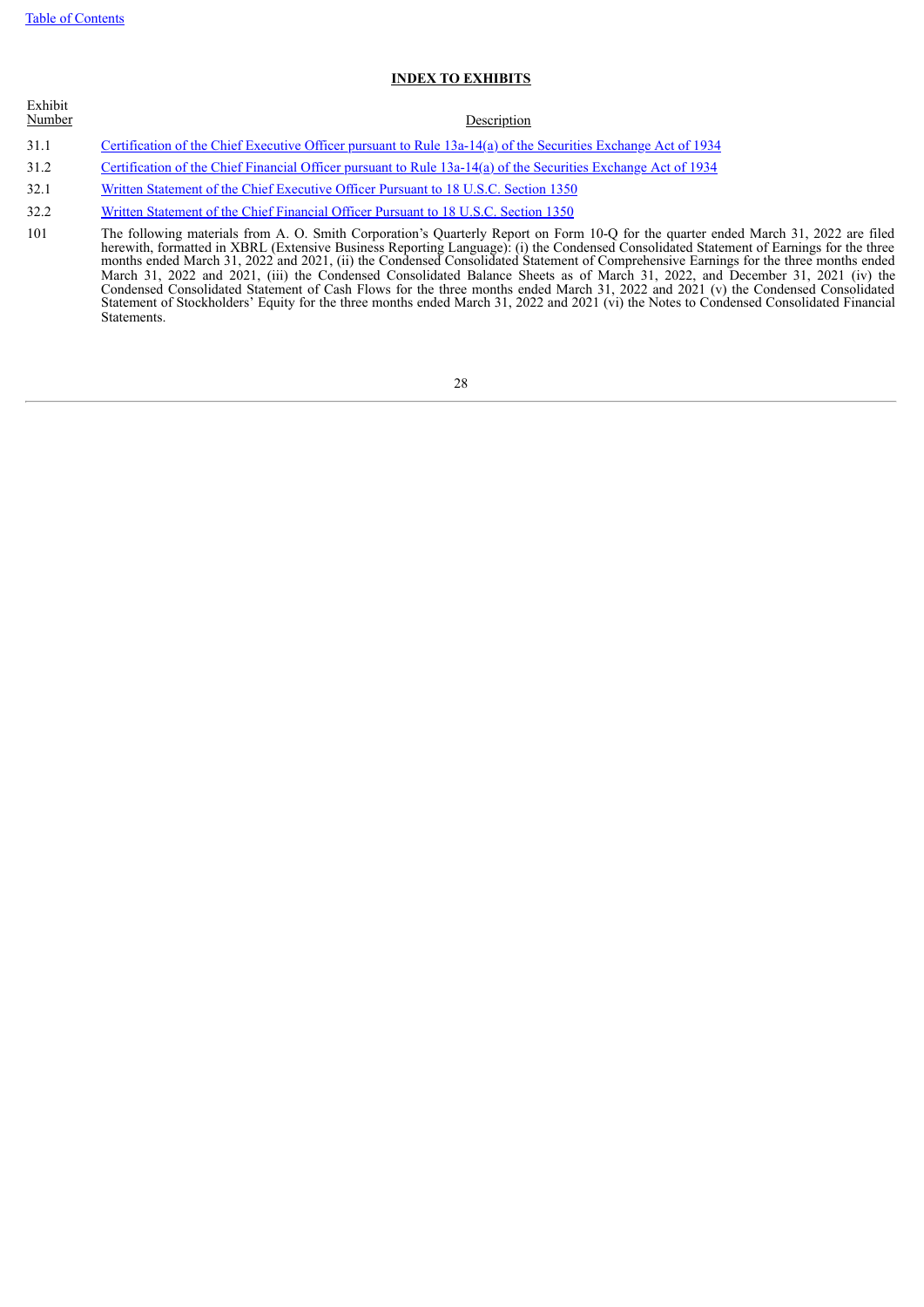## INDEX TO EXHIBITS

| Exhibit Number | Description |
|---|---|
| 31.1 | Certification of the Chief Executive Officer pursuant to Rule 13a-14(a) of the Securities Exchange Act of 1934 |
| 31.2 | Certification of the Chief Financial Officer pursuant to Rule 13a-14(a) of the Securities Exchange Act of 1934 |
| 32.1 | Written Statement of the Chief Executive Officer Pursuant to 18 U.S.C. Section 1350 |
| 32.2 | Written Statement of the Chief Financial Officer Pursuant to 18 U.S.C. Section 1350 |
| 101 | The following materials from A. O. Smith Corporation's Quarterly Report on Form 10-Q for the quarter ended March 31, 2022 are filed herewith, formatted in XBRL (Extensive Business Reporting Language): (i) the Condensed Consolidated Statement of Earnings for the three months ended March 31, 2022 and 2021, (ii) the Condensed Consolidated Statement of Comprehensive Earnings for the three months ended March 31, 2022 and 2021, (iii) the Condensed Consolidated Balance Sheets as of March 31, 2022, and December 31, 2021 (iv) the Condensed Consolidated Statement of Cash Flows for the three months ended March 31, 2022 and 2021 (v) the Condensed Consolidated Statement of Stockholders' Equity for the three months ended March 31, 2022 and 2021 (vi) the Notes to Condensed Consolidated Financial Statements. |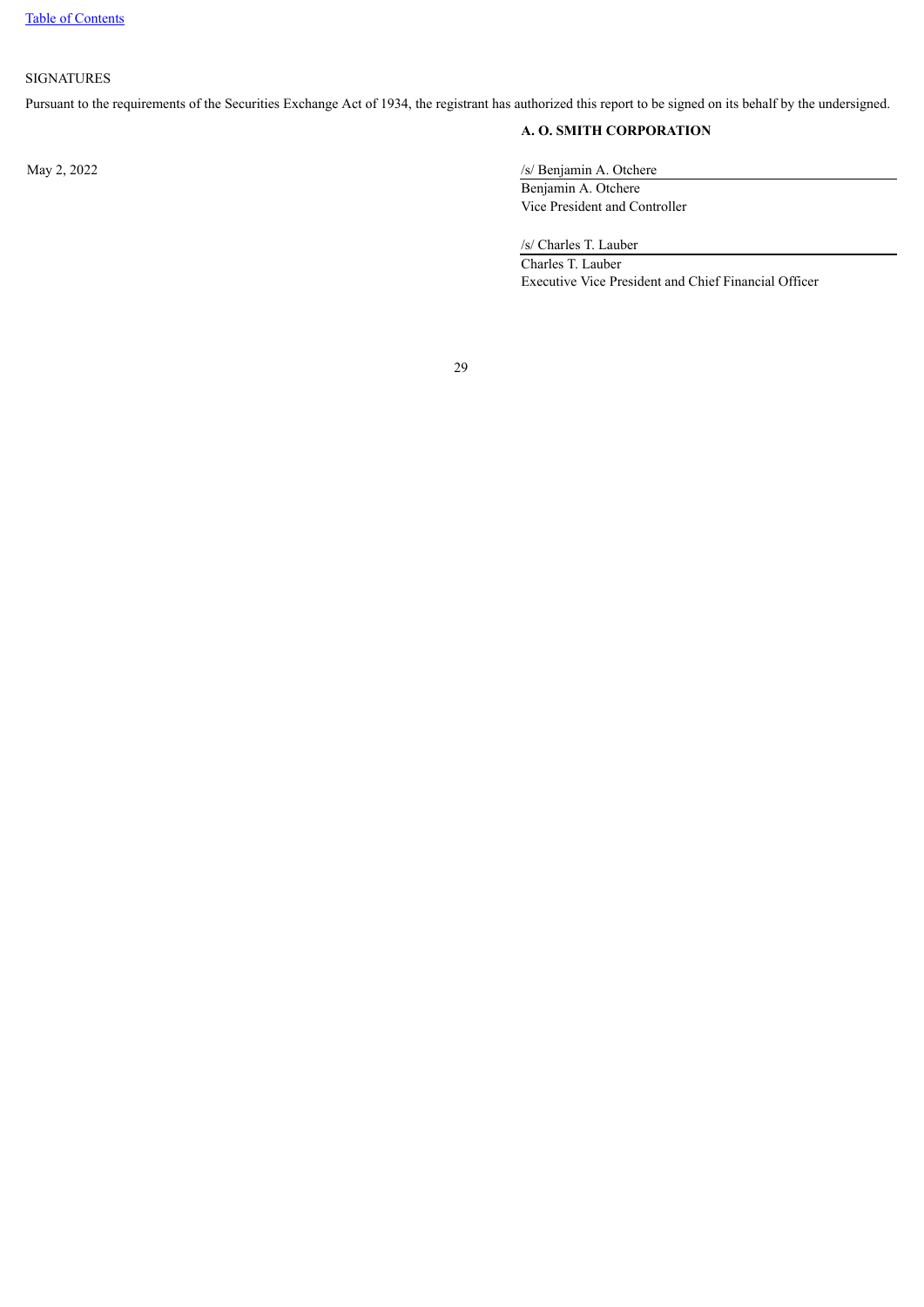[Table of Contents]

SIGNATURES

Pursuant to the requirements of the Securities Exchange Act of 1934, the registrant has authorized this report to be signed on its behalf by the undersigned.

**A. O. SMITH CORPORATION**

May 2, 2022

/s/ Benjamin A. Otchere
Benjamin A. Otchere
Vice President and Controller

/s/ Charles T. Lauber
Charles T. Lauber
Executive Vice President and Chief Financial Officer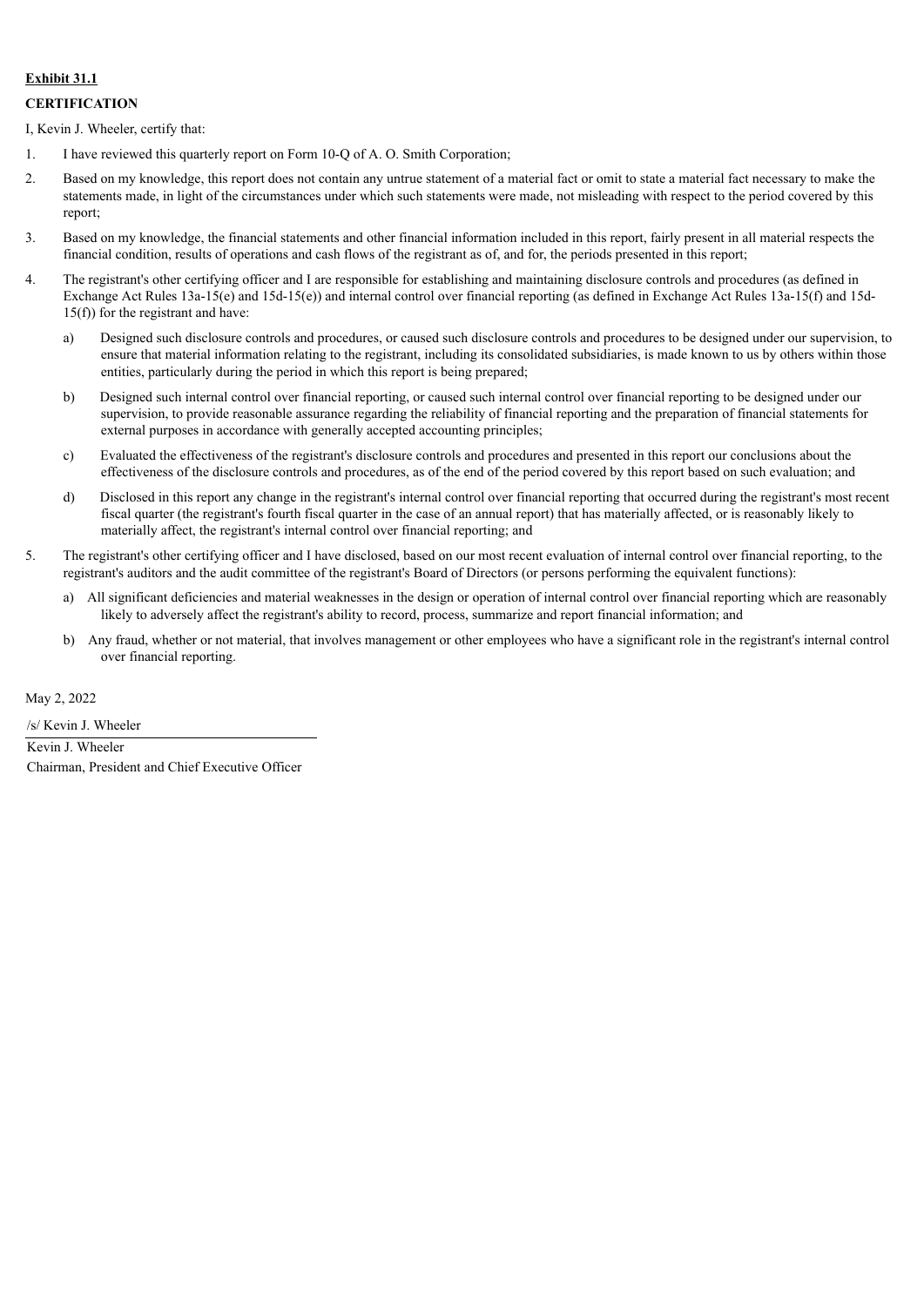**Exhibit 31.1**

**CERTIFICATION**

I, Kevin J. Wheeler, certify that:

1. I have reviewed this quarterly report on Form 10-Q of A. O. Smith Corporation;

2. Based on my knowledge, this report does not contain any untrue statement of a material fact or omit to state a material fact necessary to make the statements made, in light of the circumstances under which such statements were made, not misleading with respect to the period covered by this report;

3. Based on my knowledge, the financial statements and other financial information included in this report, fairly present in all material respects the financial condition, results of operations and cash flows of the registrant as of, and for, the periods presented in this report;

4. The registrant's other certifying officer and I are responsible for establishing and maintaining disclosure controls and procedures (as defined in Exchange Act Rules 13a-15(e) and 15d-15(e)) and internal control over financial reporting (as defined in Exchange Act Rules 13a-15(f) and 15d-15(f)) for the registrant and have:

    a) Designed such disclosure controls and procedures, or caused such disclosure controls and procedures to be designed under our supervision, to ensure that material information relating to the registrant, including its consolidated subsidiaries, is made known to us by others within those entities, particularly during the period in which this report is being prepared;

    b) Designed such internal control over financial reporting, or caused such internal control over financial reporting to be designed under our supervision, to provide reasonable assurance regarding the reliability of financial reporting and the preparation of financial statements for external purposes in accordance with generally accepted accounting principles;

    c) Evaluated the effectiveness of the registrant's disclosure controls and procedures and presented in this report our conclusions about the effectiveness of the disclosure controls and procedures, as of the end of the period covered by this report based on such evaluation; and

    d) Disclosed in this report any change in the registrant's internal control over financial reporting that occurred during the registrant's most recent fiscal quarter (the registrant's fourth fiscal quarter in the case of an annual report) that has materially affected, or is reasonably likely to materially affect, the registrant's internal control over financial reporting; and

5. The registrant's other certifying officer and I have disclosed, based on our most recent evaluation of internal control over financial reporting, to the registrant's auditors and the audit committee of the registrant's Board of Directors (or persons performing the equivalent functions):

    a) All significant deficiencies and material weaknesses in the design or operation of internal control over financial reporting which are reasonably likely to adversely affect the registrant's ability to record, process, summarize and report financial information; and

    b) Any fraud, whether or not material, that involves management or other employees who have a significant role in the registrant's internal control over financial reporting.

May 2, 2022

/s/ Kevin J. Wheeler

Kevin J. Wheeler
Chairman, President and Chief Executive Officer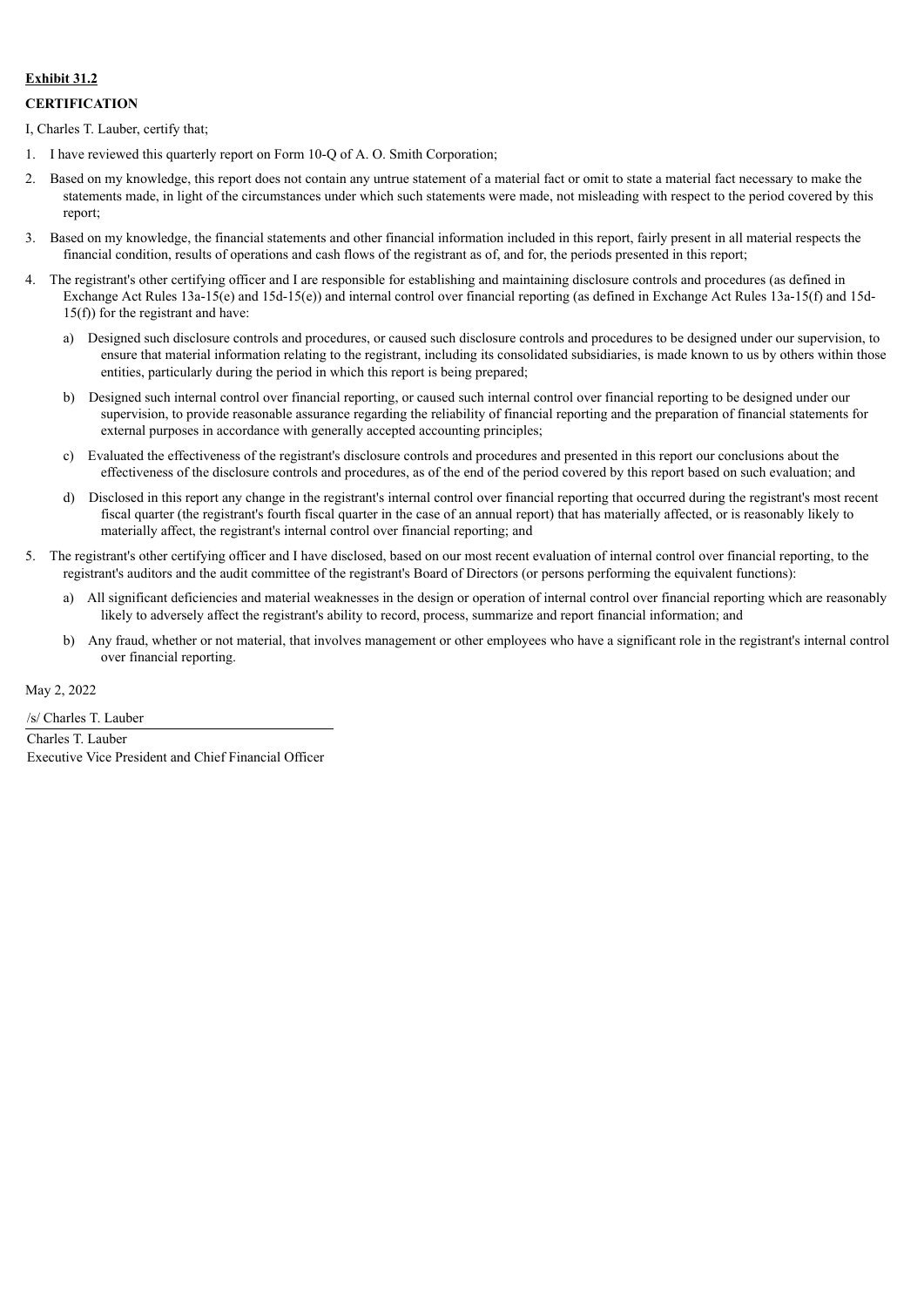**Exhibit 31.2**

**CERTIFICATION**

I, Charles T. Lauber, certify that;

1. I have reviewed this quarterly report on Form 10-Q of A. O. Smith Corporation;
2. Based on my knowledge, this report does not contain any untrue statement of a material fact or omit to state a material fact necessary to make the statements made, in light of the circumstances under which such statements were made, not misleading with respect to the period covered by this report;
3. Based on my knowledge, the financial statements and other financial information included in this report, fairly present in all material respects the financial condition, results of operations and cash flows of the registrant as of, and for, the periods presented in this report;
4. The registrant's other certifying officer and I are responsible for establishing and maintaining disclosure controls and procedures (as defined in Exchange Act Rules 13a-15(e) and 15d-15(e)) and internal control over financial reporting (as defined in Exchange Act Rules 13a-15(f) and 15d-15(f)) for the registrant and have:
   a) Designed such disclosure controls and procedures, or caused such disclosure controls and procedures to be designed under our supervision, to ensure that material information relating to the registrant, including its consolidated subsidiaries, is made known to us by others within those entities, particularly during the period in which this report is being prepared;
   b) Designed such internal control over financial reporting, or caused such internal control over financial reporting to be designed under our supervision, to provide reasonable assurance regarding the reliability of financial reporting and the preparation of financial statements for external purposes in accordance with generally accepted accounting principles;
   c) Evaluated the effectiveness of the registrant's disclosure controls and procedures and presented in this report our conclusions about the effectiveness of the disclosure controls and procedures, as of the end of the period covered by this report based on such evaluation; and
   d) Disclosed in this report any change in the registrant's internal control over financial reporting that occurred during the registrant's most recent fiscal quarter (the registrant's fourth fiscal quarter in the case of an annual report) that has materially affected, or is reasonably likely to materially affect, the registrant's internal control over financial reporting; and
5. The registrant's other certifying officer and I have disclosed, based on our most recent evaluation of internal control over financial reporting, to the registrant's auditors and the audit committee of the registrant's Board of Directors (or persons performing the equivalent functions):
   a) All significant deficiencies and material weaknesses in the design or operation of internal control over financial reporting which are reasonably likely to adversely affect the registrant's ability to record, process, summarize and report financial information; and
   b) Any fraud, whether or not material, that involves management or other employees who have a significant role in the registrant's internal control over financial reporting.

May 2, 2022

/s/ Charles T. Lauber

Charles T. Lauber
Executive Vice President and Chief Financial Officer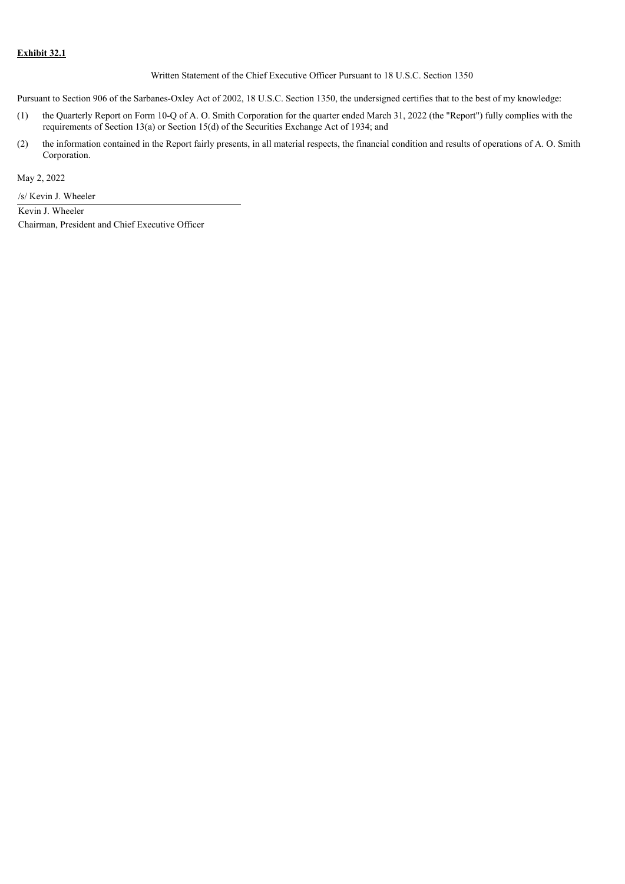**Exhibit 32.1**

Written Statement of the Chief Executive Officer Pursuant to 18 U.S.C. Section 1350

Pursuant to Section 906 of the Sarbanes-Oxley Act of 2002, 18 U.S.C. Section 1350, the undersigned certifies that to the best of my knowledge:

(1) the Quarterly Report on Form 10-Q of A. O. Smith Corporation for the quarter ended March 31, 2022 (the "Report") fully complies with the requirements of Section 13(a) or Section 15(d) of the Securities Exchange Act of 1934; and

(2) the information contained in the Report fairly presents, in all material respects, the financial condition and results of operations of A. O. Smith Corporation.

May 2, 2022

/s/ Kevin J. Wheeler

Kevin J. Wheeler
Chairman, President and Chief Executive Officer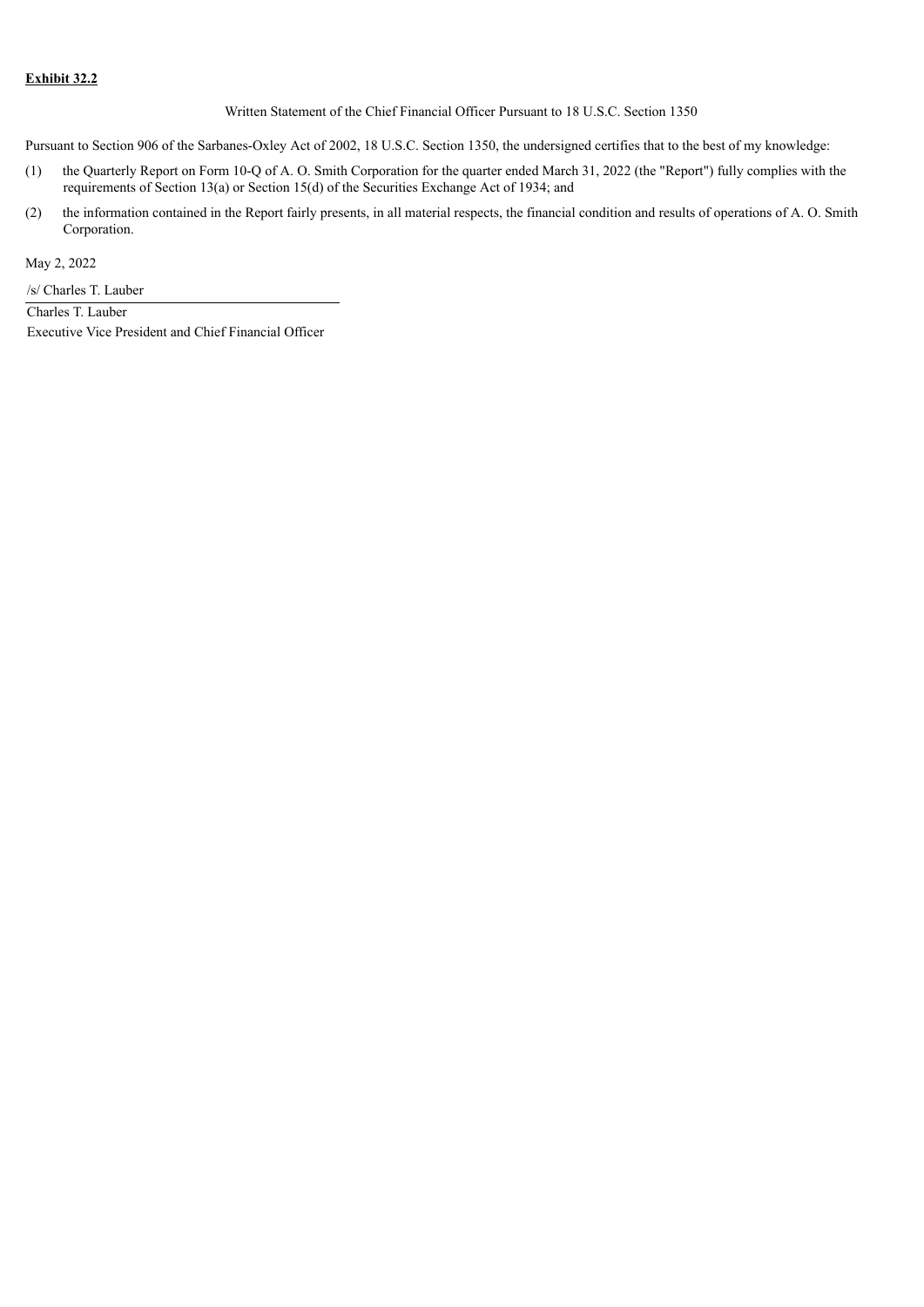**Exhibit 32.2**

Written Statement of the Chief Financial Officer Pursuant to 18 U.S.C. Section 1350

Pursuant to Section 906 of the Sarbanes-Oxley Act of 2002, 18 U.S.C. Section 1350, the undersigned certifies that to the best of my knowledge:

(1) the Quarterly Report on Form 10-Q of A. O. Smith Corporation for the quarter ended March 31, 2022 (the "Report") fully complies with the requirements of Section 13(a) or Section 15(d) of the Securities Exchange Act of 1934; and

(2) the information contained in the Report fairly presents, in all material respects, the financial condition and results of operations of A. O. Smith Corporation.

May 2, 2022

/s/ Charles T. Lauber

Charles T. Lauber
Executive Vice President and Chief Financial Officer